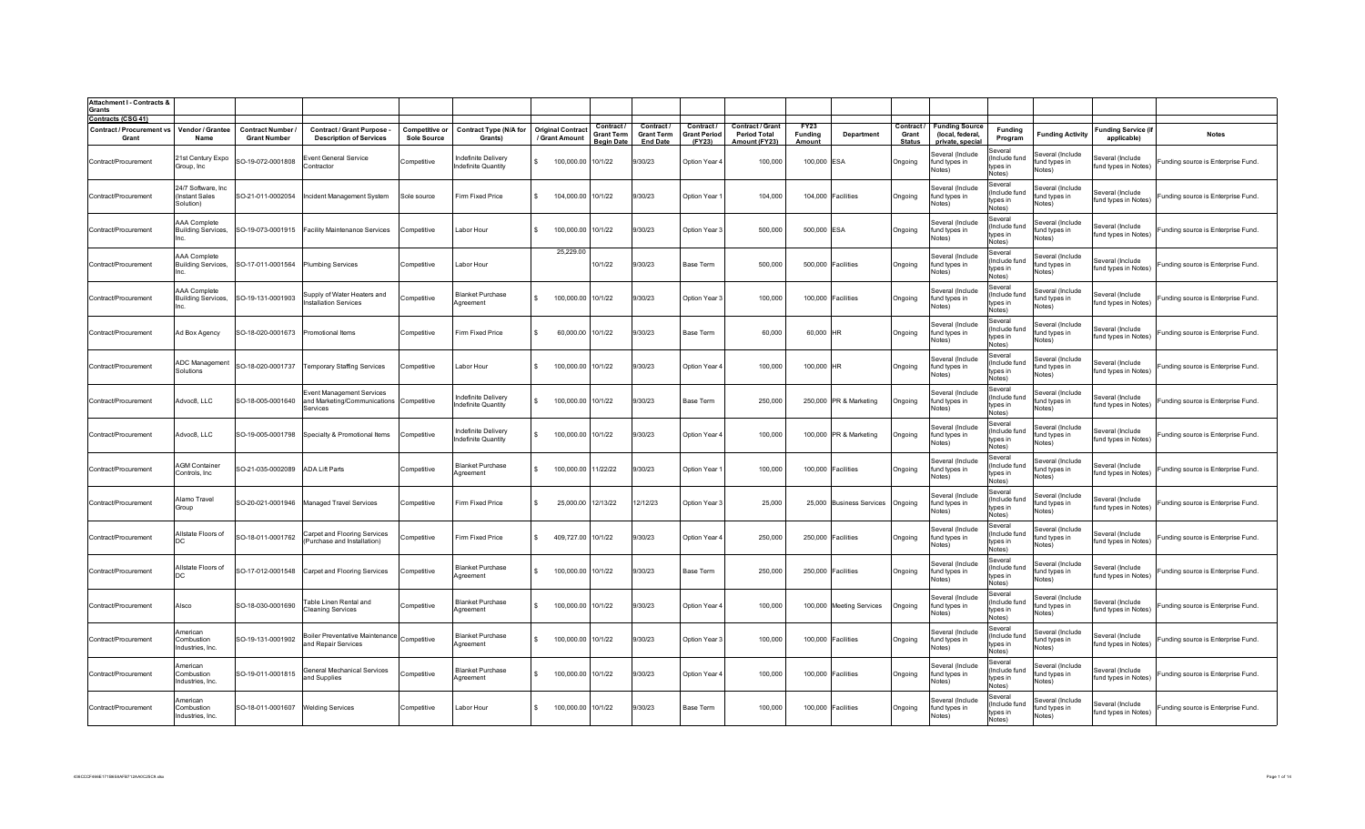**Attachment I - Contracts & Grants**

**Contracts (CSG 41)**

| Contract / Procurement vs Grant | Vendor / Grantee Name | Contract Number / Grant Number | Contract / Grant Purpose - Description of Services | Competitive or Sole Source | Contract Type (N/A for Grants) | Original Contract / Grant Amount | Contract / Grant Term Begin Date | Contract / Grant Term End Date | Contract / Grant Period (FY23) | Contract / Grant Period Total Amount (FY23) | FY23 Funding Amount | Department | Contract / Grant Status | Funding Source (local, federal, private, special | Funding Program | Funding Activity | Funding Service (if applicable) | Notes |
|---|---|---|---|---|---|---|---|---|---|---|---|---|---|---|---|---|---|---|
| Contract/Procurement | 21st Century Expo Group, Inc | SO-19-072-0001808 | Event General Service Contractor | Competitive | Indefinite Delivery Indefinite Quantity | $ 100,000.00 | 10/1/22 | 9/30/23 | Option Year 4 | 100,000 | 100,000 | ESA | Ongoing | Several (Include fund types in Notes) | Several (Include fund types in Notes) | Several (Include fund types in Notes) | Several (Include fund types in Notes) | Funding source is Enterprise Fund. |
| Contract/Procurement | 24/7 Software, Inc (Instant Sales Solution) | SO-21-011-0002054 | Incident Management System | Sole source | Firm Fixed Price | $ 104,000.00 | 10/1/22 | 9/30/23 | Option Year 1 | 104,000 | 104,000 | Facilities | Ongoing | Several (Include fund types in Notes) | Several (Include fund types in Notes) | Several (Include fund types in Notes) | Several (Include fund types in Notes) | Funding source is Enterprise Fund. |
| Contract/Procurement | AAA Complete Building Services, Inc. | SO-19-073-0001915 | Facility Maintenance Services | Competitive | Labor Hour | $ 100,000.00 | 10/1/22 | 9/30/23 | Option Year 3 | 500,000 | 500,000 | ESA | Ongoing | Several (Include fund types in Notes) | Several (Include fund types in Notes) | Several (Include fund types in Notes) | Several (Include fund types in Notes) | Funding source is Enterprise Fund. |
| Contract/Procurement | AAA Complete Building Services, Inc. | SO-17-011-0001564 | Plumbing Services | Competitive | Labor Hour | 25,229.00 | 10/1/22 | 9/30/23 | Base Term | 500,000 | 500,000 | Facilities | Ongoing | Several (Include fund types in Notes) | Several (Include fund types in Notes) | Several (Include fund types in Notes) | Several (Include fund types in Notes) | Funding source is Enterprise Fund. |
| Contract/Procurement | AAA Complete Building Services, Inc. | SO-19-131-0001903 | Supply of Water Heaters and Installation Services | Competitive | Blanket Purchase Agreement | $ 100,000.00 | 10/1/22 | 9/30/23 | Option Year 3 | 100,000 | 100,000 | Facilities | Ongoing | Several (Include fund types in Notes) | Several (Include fund types in Notes) | Several (Include fund types in Notes) | Several (Include fund types in Notes) | Funding source is Enterprise Fund. |
| Contract/Procurement | Ad Box Agency | SO-18-020-0001673 | Promotional Items | Competitive | Firm Fixed Price | $ 60,000.00 | 10/1/22 | 9/30/23 | Base Term | 60,000 | 60,000 | HR | Ongoing | Several (Include fund types in Notes) | Several (Include fund types in Notes) | Several (Include fund types in Notes) | Several (Include fund types in Notes) | Funding source is Enterprise Fund. |
| Contract/Procurement | ADC Management Solutions | SO-18-020-0001737 | Temporary Staffing Services | Competitive | Labor Hour | $ 100,000.00 | 10/1/22 | 9/30/23 | Option Year 4 | 100,000 | 100,000 | HR | Ongoing | Several (Include fund types in Notes) | Several (Include fund types in Notes) | Several (Include fund types in Notes) | Several (Include fund types in Notes) | Funding source is Enterprise Fund. |
| Contract/Procurement | Advoc8, LLC | SO-18-005-0001640 | Event Management Services and Marketing/Communications Services | Competitive | Indefinite Delivery Indefinite Quantity | $ 100,000.00 | 10/1/22 | 9/30/23 | Base Term | 250,000 | 250,000 | PR & Marketing | Ongoing | Several (Include fund types in Notes) | Several (Include fund types in Notes) | Several (Include fund types in Notes) | Several (Include fund types in Notes) | Funding source is Enterprise Fund. |
| Contract/Procurement | Advoc8, LLC | SO-19-005-0001798 | Specialty & Promotional Items | Competitive | Indefinite Delivery Indefinite Quantity | $ 100,000.00 | 10/1/22 | 9/30/23 | Option Year 4 | 100,000 | 100,000 | PR & Marketing | Ongoing | Several (Include fund types in Notes) | Several (Include fund types in Notes) | Several (Include fund types in Notes) | Several (Include fund types in Notes) | Funding source is Enterprise Fund. |
| Contract/Procurement | AGM Container Controls, Inc | SO-21-035-0002089 | ADA Lift Parts | Competitive | Blanket Purchase Agreement | $ 100,000.00 | 11/22/22 | 9/30/23 | Option Year 1 | 100,000 | 100,000 | Facilities | Ongoing | Several (Include fund types in Notes) | Several (Include fund types in Notes) | Several (Include fund types in Notes) | Several (Include fund types in Notes) | Funding source is Enterprise Fund. |
| Contract/Procurement | Alamo Travel Group | SO-20-021-0001946 | Managed Travel Services | Competitive | Firm Fixed Price | $ 25,000.00 | 12/13/22 | 12/12/23 | Option Year 3 | 25,000 | 25,000 | Business Services | Ongoing | Several (Include fund types in Notes) | Several (Include fund types in Notes) | Several (Include fund types in Notes) | Several (Include fund types in Notes) | Funding source is Enterprise Fund. |
| Contract/Procurement | Allstate Floors of DC | SO-18-011-0001762 | Carpet and Flooring Services (Purchase and Installation) | Competitive | Firm Fixed Price | $ 409,727.00 | 10/1/22 | 9/30/23 | Option Year 4 | 250,000 | 250,000 | Facilities | Ongoing | Several (Include fund types in Notes) | Several (Include fund types in Notes) | Several (Include fund types in Notes) | Several (Include fund types in Notes) | Funding source is Enterprise Fund. |
| Contract/Procurement | Allstate Floors of DC | SO-17-012-0001548 | Carpet and Flooring Services | Competitive | Blanket Purchase Agreement | $ 100,000.00 | 10/1/22 | 9/30/23 | Base Term | 250,000 | 250,000 | Facilities | Ongoing | Several (Include fund types in Notes) | Several (Include fund types in Notes) | Several (Include fund types in Notes) | Several (Include fund types in Notes) | Funding source is Enterprise Fund. |
| Contract/Procurement | Alsco | SO-18-030-0001690 | Table Linen Rental and Cleaning Services | Competitive | Blanket Purchase Agreement | $ 100,000.00 | 10/1/22 | 9/30/23 | Option Year 4 | 100,000 | 100,000 | Meeting Services | Ongoing | Several (Include fund types in Notes) | Several (Include fund types in Notes) | Several (Include fund types in Notes) | Several (Include fund types in Notes) | Funding source is Enterprise Fund. |
| Contract/Procurement | American Combustion Industries, Inc. | SO-19-131-0001902 | Boiler Preventative Maintenance and Repair Services | Competitive | Blanket Purchase Agreement | $ 100,000.00 | 10/1/22 | 9/30/23 | Option Year 3 | 100,000 | 100,000 | Facilities | Ongoing | Several (Include fund types in Notes) | Several (Include fund types in Notes) | Several (Include fund types in Notes) | Several (Include fund types in Notes) | Funding source is Enterprise Fund. |
| Contract/Procurement | American Combustion Industries, Inc. | SO-19-011-0001815 | General Mechanical Services and Supplies | Competitive | Blanket Purchase Agreement | $ 100,000.00 | 10/1/22 | 9/30/23 | Option Year 4 | 100,000 | 100,000 | Facilities | Ongoing | Several (Include fund types in Notes) | Several (Include fund types in Notes) | Several (Include fund types in Notes) | Several (Include fund types in Notes) | Funding source is Enterprise Fund. |
| Contract/Procurement | American Combustion Industries, Inc. | SO-18-011-0001607 | Welding Services | Competitive | Labor Hour | $ 100,000.00 | 10/1/22 | 9/30/23 | Base Term | 100,000 | 100,000 | Facilities | Ongoing | Several (Include fund types in Notes) | Several (Include fund types in Notes) | Several (Include fund types in Notes) | Several (Include fund types in Notes) | Funding source is Enterprise Fund. |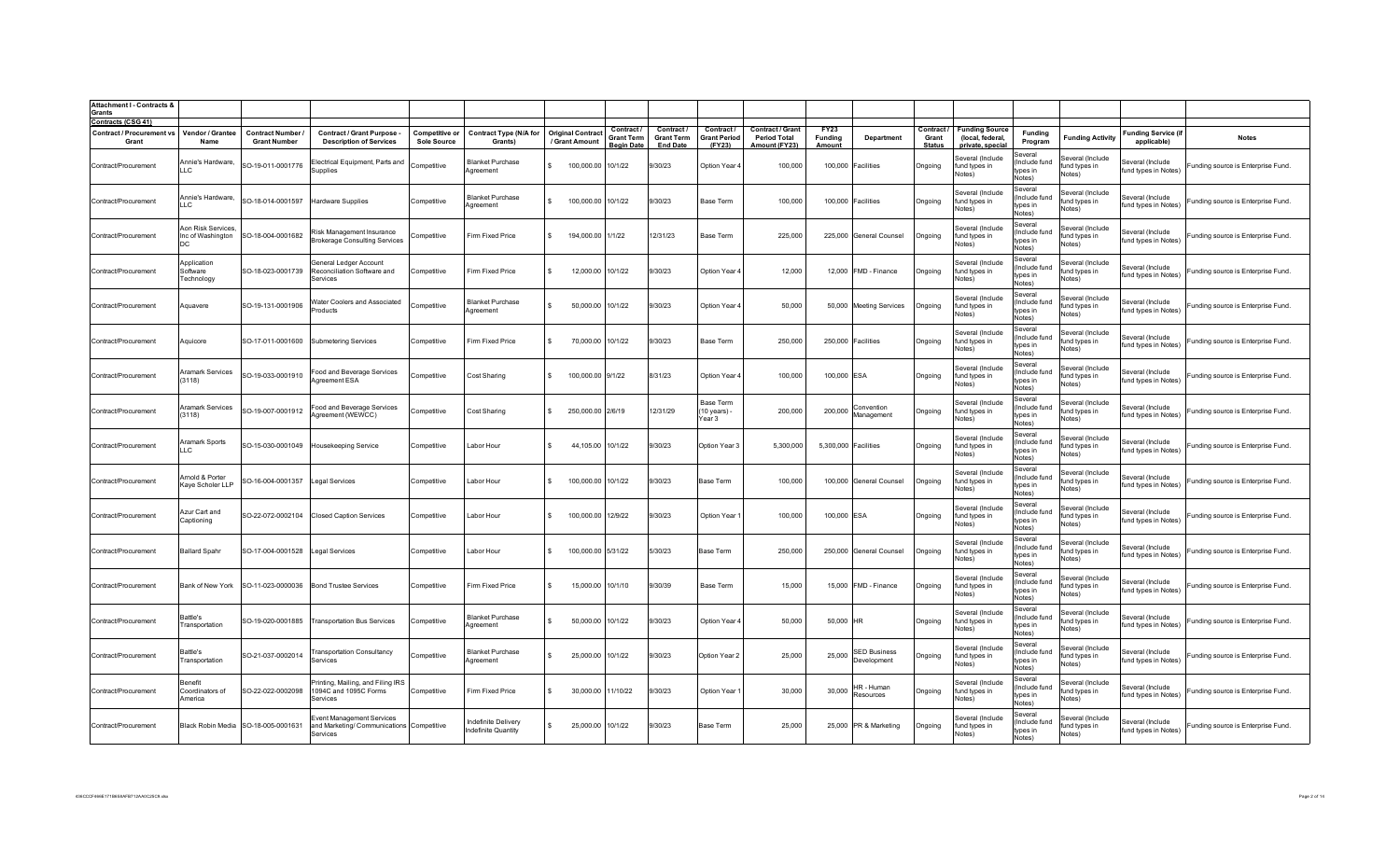**Attachment I - Contracts & Grants**

**Contracts (CSG 41)**

| Contract / Procurement vs Grant | Vendor / Grantee Name | Contract Number / Grant Number | Contract / Grant Purpose - Description of Services | Competitive or Sole Source | Contract Type (N/A for Grants) | Original Contract / Grant Amount | Contract / Grant Term Begin Date | Contract / Grant Term End Date | Contract / Grant Period (FY23) | Contract / Grant Period Total Amount (FY23) | FY23 Funding Amount | Department | Contract / Grant Status | Funding Source (local, federal, private, special | Funding Program | Funding Activity | Funding Service (if applicable) | Notes |
|---|---|---|---|---|---|---|---|---|---|---|---|---|---|---|---|---|---|---|
| Contract/Procurement | Annie's Hardware, LLC | SO-19-011-0001776 | Electrical Equipment, Parts and Supplies | Competitive | Blanket Purchase Agreement | $ 100,000.00 | 10/1/22 | 9/30/23 | Option Year 4 | 100,000 | 100,000 | Facilities | Ongoing | Several (Include fund types in Notes) | Several (Include fund types in Notes) | Several (Include fund types in Notes) | Several (Include fund types in Notes) | Funding source is Enterprise Fund. |
| Contract/Procurement | Annie's Hardware, LLC | SO-18-014-0001597 | Hardware Supplies | Competitive | Blanket Purchase Agreement | $ 100,000.00 | 10/1/22 | 9/30/23 | Base Term | 100,000 | 100,000 | Facilities | Ongoing | Several (Include fund types in Notes) | Several (Include fund types in Notes) | Several (Include fund types in Notes) | Several (Include fund types in Notes) | Funding source is Enterprise Fund. |
| Contract/Procurement | Aon Risk Services, Inc of Washington DC | SO-18-004-0001682 | Risk Management Insurance Brokerage Consulting Services | Competitive | Firm Fixed Price | $ 194,000.00 | 1/1/22 | 12/31/23 | Base Term | 225,000 | 225,000 | General Counsel | Ongoing | Several (Include fund types in Notes) | Several (Include fund types in Notes) | Several (Include fund types in Notes) | Several (Include fund types in Notes) | Funding source is Enterprise Fund. |
| Contract/Procurement | Application Software Technology | SO-18-023-0001739 | General Ledger Account Reconciliation Software and Services | Competitive | Firm Fixed Price | $ 12,000.00 | 10/1/22 | 9/30/23 | Option Year 4 | 12,000 | 12,000 | FMD - Finance | Ongoing | Several (Include fund types in Notes) | Several (Include fund types in Notes) | Several (Include fund types in Notes) | Several (Include fund types in Notes) | Funding source is Enterprise Fund. |
| Contract/Procurement | Aquavere | SO-19-131-0001906 | Water Coolers and Associated Products | Competitive | Blanket Purchase Agreement | $ 50,000.00 | 10/1/22 | 9/30/23 | Option Year 4 | 50,000 | 50,000 | Meeting Services | Ongoing | Several (Include fund types in Notes) | Several (Include fund types in Notes) | Several (Include fund types in Notes) | Several (Include fund types in Notes) | Funding source is Enterprise Fund. |
| Contract/Procurement | Aquicore | SO-17-011-0001600 | Submetering Services | Competitive | Firm Fixed Price | $ 70,000.00 | 10/1/22 | 9/30/23 | Base Term | 250,000 | 250,000 | Facilities | Ongoing | Several (Include fund types in Notes) | Several (Include fund types in Notes) | Several (Include fund types in Notes) | Several (Include fund types in Notes) | Funding source is Enterprise Fund. |
| Contract/Procurement | Aramark Services (3118) | SO-19-033-0001910 | Food and Beverage Services Agreement ESA | Competitive | Cost Sharing | $ 100,000.00 | 9/1/22 | 8/31/23 | Option Year 4 | 100,000 | 100,000 | ESA | Ongoing | Several (Include fund types in Notes) | Several (Include fund types in Notes) | Several (Include fund types in Notes) | Several (Include fund types in Notes) | Funding source is Enterprise Fund. |
| Contract/Procurement | Aramark Services (3118) | SO-19-007-0001912 | Food and Beverage Services Agreement (WEWCC) | Competitive | Cost Sharing | $ 250,000.00 | 2/6/19 | 12/31/29 | Base Term (10 years) - Year 3 | 200,000 | 200,000 | Convention Management | Ongoing | Several (Include fund types in Notes) | Several (Include fund types in Notes) | Several (Include fund types in Notes) | Several (Include fund types in Notes) | Funding source is Enterprise Fund. |
| Contract/Procurement | Aramark Sports LLC | SO-15-030-0001049 | Housekeeping Service | Competitive | Labor Hour | $ 44,105.00 | 10/1/22 | 9/30/23 | Option Year 3 | 5,300,000 | 5,300,000 | Facilities | Ongoing | Several (Include fund types in Notes) | Several (Include fund types in Notes) | Several (Include fund types in Notes) | Several (Include fund types in Notes) | Funding source is Enterprise Fund. |
| Contract/Procurement | Arnold & Porter Kaye Scholer LLP | SO-16-004-0001357 | Legal Services | Competitive | Labor Hour | $ 100,000.00 | 10/1/22 | 9/30/23 | Base Term | 100,000 | 100,000 | General Counsel | Ongoing | Several (Include fund types in Notes) | Several (Include fund types in Notes) | Several (Include fund types in Notes) | Several (Include fund types in Notes) | Funding source is Enterprise Fund. |
| Contract/Procurement | Azur Cart and Captioning | SO-22-072-0002104 | Closed Caption Services | Competitive | Labor Hour | $ 100,000.00 | 12/9/22 | 9/30/23 | Option Year 1 | 100,000 | 100,000 | ESA | Ongoing | Several (Include fund types in Notes) | Several (Include fund types in Notes) | Several (Include fund types in Notes) | Several (Include fund types in Notes) | Funding source is Enterprise Fund. |
| Contract/Procurement | Ballard Spahr | SO-17-004-0001528 | Legal Services | Competitive | Labor Hour | $ 100,000.00 | 5/31/22 | 5/30/23 | Base Term | 250,000 | 250,000 | General Counsel | Ongoing | Several (Include fund types in Notes) | Several (Include fund types in Notes) | Several (Include fund types in Notes) | Several (Include fund types in Notes) | Funding source is Enterprise Fund. |
| Contract/Procurement | Bank of New York | SO-11-023-0000036 | Bond Trustee Services | Competitive | Firm Fixed Price | $ 15,000.00 | 10/1/10 | 9/30/39 | Base Term | 15,000 | 15,000 | FMD - Finance | Ongoing | Several (Include fund types in Notes) | Several (Include fund types in Notes) | Several (Include fund types in Notes) | Several (Include fund types in Notes) | Funding source is Enterprise Fund. |
| Contract/Procurement | Battle's Transportation | SO-19-020-0001885 | Transportation Bus Services | Competitive | Blanket Purchase Agreement | $ 50,000.00 | 10/1/22 | 9/30/23 | Option Year 4 | 50,000 | 50,000 | HR | Ongoing | Several (Include fund types in Notes) | Several (Include fund types in Notes) | Several (Include fund types in Notes) | Several (Include fund types in Notes) | Funding source is Enterprise Fund. |
| Contract/Procurement | Battle's Transportation | SO-21-037-0002014 | Transportation Consultancy Services | Competitive | Blanket Purchase Agreement | $ 25,000.00 | 10/1/22 | 9/30/23 | Option Year 2 | 25,000 | 25,000 | SED Business Development | Ongoing | Several (Include fund types in Notes) | Several (Include fund types in Notes) | Several (Include fund types in Notes) | Several (Include fund types in Notes) | Funding source is Enterprise Fund. |
| Contract/Procurement | Benefit Coordinators of America | SO-22-022-0002098 | Printing, Mailing, and Filing IRS 1094C and 1095C Forms Services | Competitive | Firm Fixed Price | $ 30,000.00 | 11/10/22 | 9/30/23 | Option Year 1 | 30,000 | 30,000 | HR - Human Resources | Ongoing | Several (Include fund types in Notes) | Several (Include fund types in Notes) | Several (Include fund types in Notes) | Several (Include fund types in Notes) | Funding source is Enterprise Fund. |
| Contract/Procurement | Black Robin Media | SO-18-005-0001631 | Event Management Services and Marketing/ Communications Services | Competitive | Indefinite Delivery Indefinite Quantity | $ 25,000.00 | 10/1/22 | 9/30/23 | Base Term | 25,000 | 25,000 | PR & Marketing | Ongoing | Several (Include fund types in Notes) | Several (Include fund types in Notes) | Several (Include fund types in Notes) | Several (Include fund types in Notes) | Funding source is Enterprise Fund. |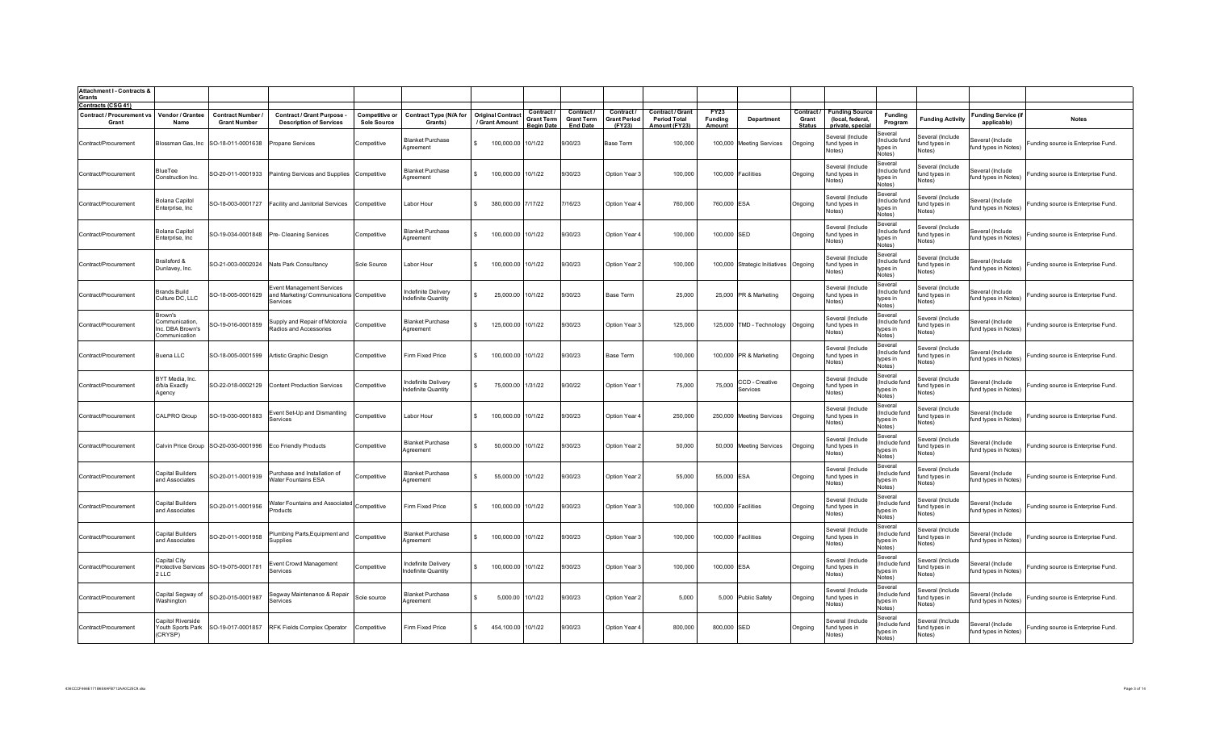**Attachment I - Contracts & Grants**

**Contracts (CSG 41)**

| Contract / Procurement vs Grant | Vendor / Grantee Name | Contract Number / Grant Number | Contract / Grant Purpose - Description of Services | Competitive or Sole Source | Contract Type (N/A for Grants) | Original Contract / Grant Amount | Contract / Grant Term Begin Date | Contract / Grant Term End Date | Contract / Grant Period (FY23) | Contract / Grant Period Total Amount (FY23) | FY23 Funding Amount | Department | Contract / Grant Status | Funding Source (local, federal, private, special | Funding Program | Funding Activity | Funding Service (if applicable) | Notes |
|---|---|---|---|---|---|---|---|---|---|---|---|---|---|---|---|---|---|---|
| Contract/Procurement | Blossman Gas, Inc | SO-18-011-0001638 | Propane Services | Competitive | Blanket Purchase Agreement | $ 100,000.00 | 10/1/22 | 9/30/23 | Base Term | 100,000 | 100,000 | Meeting Services | Ongoing | Several (Include fund types in Notes) | Several (Include fund types in Notes) | Several (Include fund types in Notes) | Several (Include fund types in Notes) | Funding source is Enterprise Fund. |
| Contract/Procurement | BlueTee Construction Inc. | SO-20-011-0001933 | Painting Services and Supplies | Competitive | Blanket Purchase Agreement | $ 100,000.00 | 10/1/22 | 9/30/23 | Option Year 3 | 100,000 | 100,000 | Facilities | Ongoing | Several (Include fund types in Notes) | Several (Include fund types in Notes) | Several (Include fund types in Notes) | Several (Include fund types in Notes) | Funding source is Enterprise Fund. |
| Contract/Procurement | Bolana Capitol Enterprise, Inc | SO-18-003-0001727 | Facility and Janitorial Services | Competitive | Labor Hour | $ 380,000.00 | 7/17/22 | 7/16/23 | Option Year 4 | 760,000 | 760,000 | ESA | Ongoing | Several (Include fund types in Notes) | Several (Include fund types in Notes) | Several (Include fund types in Notes) | Several (Include fund types in Notes) | Funding source is Enterprise Fund. |
| Contract/Procurement | Bolana Capitol Enterprise, Inc | SO-19-034-0001848 | Pre- Cleaning Services | Competitive | Blanket Purchase Agreement | $ 100,000.00 | 10/1/22 | 9/30/23 | Option Year 4 | 100,000 | 100,000 | SED | Ongoing | Several (Include fund types in Notes) | Several (Include fund types in Notes) | Several (Include fund types in Notes) | Several (Include fund types in Notes) | Funding source is Enterprise Fund. |
| Contract/Procurement | Brailsford & Dunlavey, Inc. | SO-21-003-0002024 | Nats Park Consultancy | Sole Source | Labor Hour | $ 100,000.00 | 10/1/22 | 9/30/23 | Option Year 2 | 100,000 | 100,000 | Strategic Initiatives | Ongoing | Several (Include fund types in Notes) | Several (Include fund types in Notes) | Several (Include fund types in Notes) | Several (Include fund types in Notes) | Funding source is Enterprise Fund. |
| Contract/Procurement | Brands Build Culture DC, LLC | SO-18-005-0001629 | Event Management Services and Marketing/ Communications Services | Competitive | Indefinite Delivery Indefinite Quantity | $ 25,000.00 | 10/1/22 | 9/30/23 | Base Term | 25,000 | 25,000 | PR & Marketing | Ongoing | Several (Include fund types in Notes) | Several (Include fund types in Notes) | Several (Include fund types in Notes) | Several (Include fund types in Notes) | Funding source is Enterprise Fund. |
| Contract/Procurement | Brown's Communication, Inc. DBA Brown's Communication | SO-19-016-0001859 | Supply and Repair of Motorola Radios and Accessories | Competitive | Blanket Purchase Agreement | $ 125,000.00 | 10/1/22 | 9/30/23 | Option Year 3 | 125,000 | 125,000 | TMD - Technology | Ongoing | Several (Include fund types in Notes) | Several (Include fund types in Notes) | Several (Include fund types in Notes) | Several (Include fund types in Notes) | Funding source is Enterprise Fund. |
| Contract/Procurement | Buena LLC | SO-18-005-0001599 | Artistic Graphic Design | Competitive | Firm Fixed Price | $ 100,000.00 | 10/1/22 | 9/30/23 | Base Term | 100,000 | 100,000 | PR & Marketing | Ongoing | Several (Include fund types in Notes) | Several (Include fund types in Notes) | Several (Include fund types in Notes) | Several (Include fund types in Notes) | Funding source is Enterprise Fund. |
| Contract/Procurement | BYT Media, Inc. d/b/a Exactly Agency | SO-22-018-0002129 | Content Production Services | Competitive | Indefinite Delivery Indefinite Quantity | $ 75,000.00 | 1/31/22 | 9/30/22 | Option Year 1 | 75,000 | 75,000 | CCD - Creative Services | Ongoing | Several (Include fund types in Notes) | Several (Include fund types in Notes) | Several (Include fund types in Notes) | Several (Include fund types in Notes) | Funding source is Enterprise Fund. |
| Contract/Procurement | CALPRO Group | SO-19-030-0001883 | Event Set-Up and Dismantling Services | Competitive | Labor Hour | $ 100,000.00 | 10/1/22 | 9/30/23 | Option Year 4 | 250,000 | 250,000 | Meeting Services | Ongoing | Several (Include fund types in Notes) | Several (Include fund types in Notes) | Several (Include fund types in Notes) | Several (Include fund types in Notes) | Funding source is Enterprise Fund. |
| Contract/Procurement | Calvin Price Group | SO-20-030-0001996 | Eco Friendly Products | Competitive | Blanket Purchase Agreement | $ 50,000.00 | 10/1/22 | 9/30/23 | Option Year 2 | 50,000 | 50,000 | Meeting Services | Ongoing | Several (Include fund types in Notes) | Several (Include fund types in Notes) | Several (Include fund types in Notes) | Several (Include fund types in Notes) | Funding source is Enterprise Fund. |
| Contract/Procurement | Capital Builders and Associates | SO-20-011-0001939 | Purchase and Installation of Water Fountains ESA | Competitive | Blanket Purchase Agreement | $ 55,000.00 | 10/1/22 | 9/30/23 | Option Year 2 | 55,000 | 55,000 | ESA | Ongoing | Several (Include fund types in Notes) | Several (Include fund types in Notes) | Several (Include fund types in Notes) | Several (Include fund types in Notes) | Funding source is Enterprise Fund. |
| Contract/Procurement | Capital Builders and Associates | SO-20-011-0001956 | Water Fountains and Associated Products | Competitive | Firm Fixed Price | $ 100,000.00 | 10/1/22 | 9/30/23 | Option Year 3 | 100,000 | 100,000 | Facilities | Ongoing | Several (Include fund types in Notes) | Several (Include fund types in Notes) | Several (Include fund types in Notes) | Several (Include fund types in Notes) | Funding source is Enterprise Fund. |
| Contract/Procurement | Capital Builders and Associates | SO-20-011-0001958 | Plumbing Parts,Equipment and Supplies | Competitive | Blanket Purchase Agreement | $ 100,000.00 | 10/1/22 | 9/30/23 | Option Year 3 | 100,000 | 100,000 | Facilities | Ongoing | Several (Include fund types in Notes) | Several (Include fund types in Notes) | Several (Include fund types in Notes) | Several (Include fund types in Notes) | Funding source is Enterprise Fund. |
| Contract/Procurement | Capital City Protective Services 2 LLC | SO-19-075-0001781 | Event Crowd Management Services | Competitive | Indefinite Delivery Indefinite Quantity | $ 100,000.00 | 10/1/22 | 9/30/23 | Option Year 3 | 100,000 | 100,000 | ESA | Ongoing | Several (Include fund types in Notes) | Several (Include fund types in Notes) | Several (Include fund types in Notes) | Several (Include fund types in Notes) | Funding source is Enterprise Fund. |
| Contract/Procurement | Capital Segway of Washington | SO-20-015-0001987 | Segway Maintenance & Repair Services | Sole source | Blanket Purchase Agreement | $ 5,000.00 | 10/1/22 | 9/30/23 | Option Year 2 | 5,000 | 5,000 | Public Safety | Ongoing | Several (Include fund types in Notes) | Several (Include fund types in Notes) | Several (Include fund types in Notes) | Several (Include fund types in Notes) | Funding source is Enterprise Fund. |
| Contract/Procurement | Capitol Riverside Youth Sports Park (CRYSP) | SO-19-017-0001857 | RFK Fields Complex Operator | Competitive | Firm Fixed Price | $ 454,100.00 | 10/1/22 | 9/30/23 | Option Year 4 | 800,000 | 800,000 | SED | Ongoing | Several (Include fund types in Notes) | Several (Include fund types in Notes) | Several (Include fund types in Notes) | Several (Include fund types in Notes) | Funding source is Enterprise Fund. |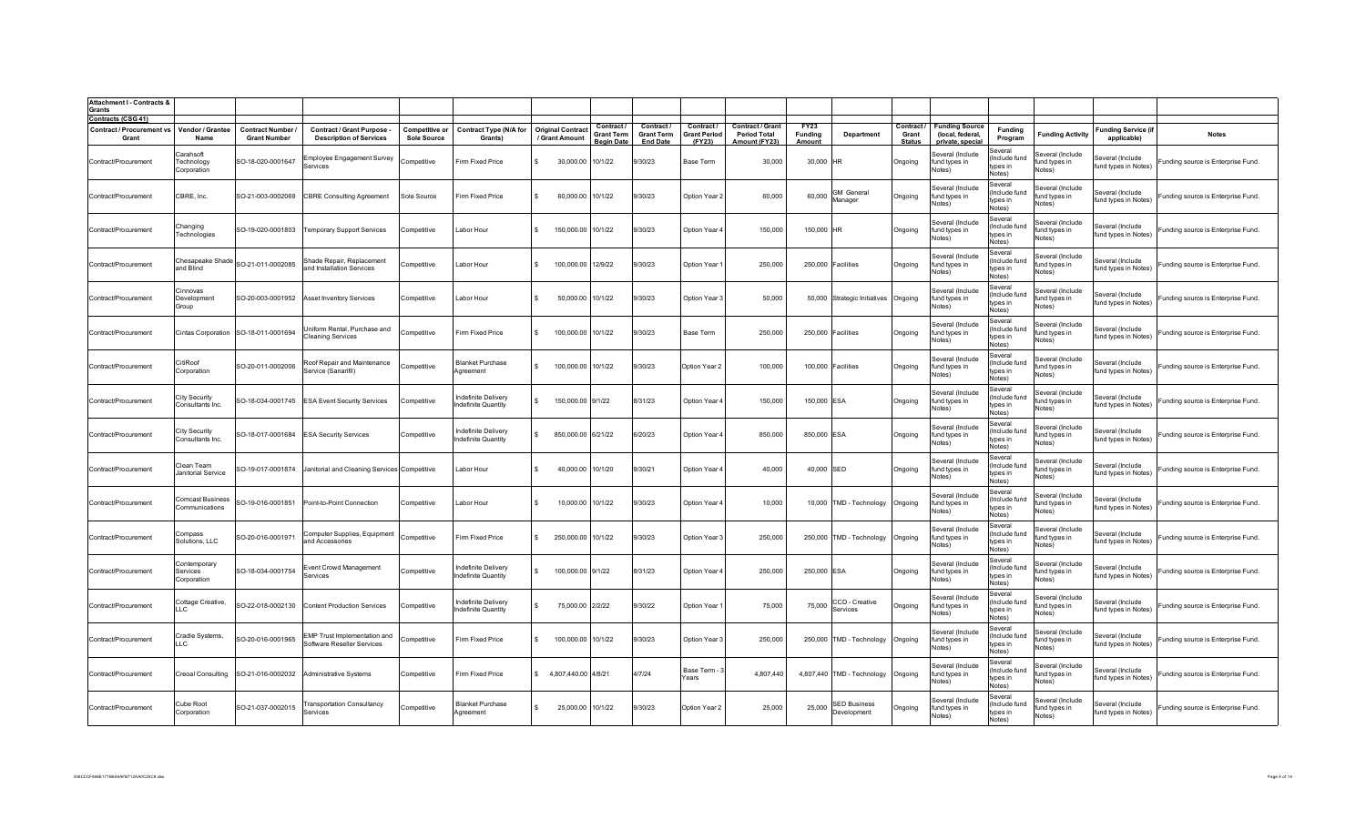| Attachment I - Contracts & Grants | | | | | | | | | | | | | | | | | | |
|---|---|---|---|---|---|---|---|---|---|---|---|---|---|---|---|---|---|---|
| Contracts (CSG 41) | | | | | | | | | | | | | | | | | | |
| Contract / Procurement vs Grant | Vendor / Grantee Name | Contract Number / Grant Number | Contract / Grant Purpose - Description of Services | Competitive or Sole Source | Contract Type (N/A for Grants) | Original Contract / Grant Amount | Contract / Grant Term Begin Date | Contract / Grant Term End Date | Contract / Grant Period (FY23) | Contract / Grant Period Total Amount (FY23) | FY23 Funding Amount | Department | Contract / Grant Status | Funding Source (local, federal, private, special | Funding Program | Funding Activity | Funding Service (if applicable) | Notes |
| Contract/Procurement | Carahsoft Technology Corporation | SO-18-020-0001647 | Employee Engagement Survey Services | Competitive | Firm Fixed Price | $ 30,000.00 | 10/1/22 | 9/30/23 | Base Term | 30,000 | 30,000 | HR | Ongoing | Several (Include fund types in Notes) | Several (Include fund types in Notes) | Several (Include fund types in Notes) | Several (Include fund types in Notes) | Funding source is Enterprise Fund. |
| Contract/Procurement | CBRE, Inc. | SO-21-003-0002069 | CBRE Consulting Agreement | Sole Source | Firm Fixed Price | $ 60,000.00 | 10/1/22 | 9/30/23 | Option Year 2 | 60,000 | 60,000 | GM General Manager | Ongoing | Several (Include fund types in Notes) | Several (Include fund types in Notes) | Several (Include fund types in Notes) | Several (Include fund types in Notes) | Funding source is Enterprise Fund. |
| Contract/Procurement | Changing Technologies | SO-19-020-0001803 | Temporary Support Services | Competitive | Labor Hour | $ 150,000.00 | 10/1/22 | 9/30/23 | Option Year 4 | 150,000 | 150,000 | HR | Ongoing | Several (Include fund types in Notes) | Several (Include fund types in Notes) | Several (Include fund types in Notes) | Several (Include fund types in Notes) | Funding source is Enterprise Fund. |
| Contract/Procurement | Chesapeake Shade and Blind | SO-21-011-0002085 | Shade Repair, Replacement and Installation Services | Competitive | Labor Hour | $ 100,000.00 | 12/9/22 | 9/30/23 | Option Year 1 | 250,000 | 250,000 | Facilities | Ongoing | Several (Include fund types in Notes) | Several (Include fund types in Notes) | Several (Include fund types in Notes) | Several (Include fund types in Notes) | Funding source is Enterprise Fund. |
| Contract/Procurement | Cinnovas Development Group | SO-20-003-0001952 | Asset Inventory Services | Competitive | Labor Hour | $ 50,000.00 | 10/1/22 | 9/30/23 | Option Year 3 | 50,000 | 50,000 | Strategic Initiatives | Ongoing | Several (Include fund types in Notes) | Several (Include fund types in Notes) | Several (Include fund types in Notes) | Several (Include fund types in Notes) | Funding source is Enterprise Fund. |
| Contract/Procurement | Cintas Corporation | SO-18-011-0001694 | Uniform Rental, Purchase and Cleaning Services | Competitive | Firm Fixed Price | $ 100,000.00 | 10/1/22 | 9/30/23 | Base Term | 250,000 | 250,000 | Facilities | Ongoing | Several (Include fund types in Notes) | Several (Include fund types in Notes) | Several (Include fund types in Notes) | Several (Include fund types in Notes) | Funding source is Enterprise Fund. |
| Contract/Procurement | CitiRoof Corporation | SO-20-011-0002006 | Roof Repair and Maintenance Service (Sanarfill) | Competitive | Blanket Purchase Agreement | $ 100,000.00 | 10/1/22 | 9/30/23 | Option Year 2 | 100,000 | 100,000 | Facilities | Ongoing | Several (Include fund types in Notes) | Several (Include fund types in Notes) | Several (Include fund types in Notes) | Several (Include fund types in Notes) | Funding source is Enterprise Fund. |
| Contract/Procurement | City Security Consultants Inc. | SO-18-034-0001745 | ESA Event Security Services | Competitive | Indefinite Delivery Indefinite Quantity | $ 150,000.00 | 9/1/22 | 8/31/23 | Option Year 4 | 150,000 | 150,000 | ESA | Ongoing | Several (Include fund types in Notes) | Several (Include fund types in Notes) | Several (Include fund types in Notes) | Several (Include fund types in Notes) | Funding source is Enterprise Fund. |
| Contract/Procurement | City Security Consultants Inc. | SO-18-017-0001684 | ESA Security Services | Competitive | Indefinite Delivery Indefinite Quantity | $ 850,000.00 | 6/21/22 | 6/20/23 | Option Year 4 | 850,000 | 850,000 | ESA | Ongoing | Several (Include fund types in Notes) | Several (Include fund types in Notes) | Several (Include fund types in Notes) | Several (Include fund types in Notes) | Funding source is Enterprise Fund. |
| Contract/Procurement | Clean Team Janitorial Service | SO-19-017-0001874 | Janitorial and Cleaning Services | Competitive | Labor Hour | $ 40,000.00 | 10/1/20 | 9/30/21 | Option Year 4 | 40,000 | 40,000 | SED | Ongoing | Several (Include fund types in Notes) | Several (Include fund types in Notes) | Several (Include fund types in Notes) | Several (Include fund types in Notes) | Funding source is Enterprise Fund. |
| Contract/Procurement | Comcast Business Communications | SO-19-016-0001851 | Point-to-Point Connection | Competitive | Labor Hour | $ 10,000.00 | 10/1/22 | 9/30/23 | Option Year 4 | 10,000 | 10,000 | TMD - Technology | Ongoing | Several (Include fund types in Notes) | Several (Include fund types in Notes) | Several (Include fund types in Notes) | Several (Include fund types in Notes) | Funding source is Enterprise Fund. |
| Contract/Procurement | Compass Solutions, LLC | SO-20-016-0001971 | Computer Supplies, Equipment and Accessories | Competitive | Firm Fixed Price | $ 250,000.00 | 10/1/22 | 9/30/23 | Option Year 3 | 250,000 | 250,000 | TMD - Technology | Ongoing | Several (Include fund types in Notes) | Several (Include fund types in Notes) | Several (Include fund types in Notes) | Several (Include fund types in Notes) | Funding source is Enterprise Fund. |
| Contract/Procurement | Contemporary Services Corporation | SO-18-034-0001754 | Event Crowd Management Services | Competitive | Indefinite Delivery Indefinite Quantity | $ 100,000.00 | 9/1/22 | 8/31/23 | Option Year 4 | 250,000 | 250,000 | ESA | Ongoing | Several (Include fund types in Notes) | Several (Include fund types in Notes) | Several (Include fund types in Notes) | Several (Include fund types in Notes) | Funding source is Enterprise Fund. |
| Contract/Procurement | Cottage Creative, LLC | SO-22-018-0002130 | Content Production Services | Competitive | Indefinite Delivery Indefinite Quantity | $ 75,000.00 | 2/2/22 | 9/30/22 | Option Year 1 | 75,000 | 75,000 | CCD - Creative Services | Ongoing | Several (Include fund types in Notes) | Several (Include fund types in Notes) | Several (Include fund types in Notes) | Several (Include fund types in Notes) | Funding source is Enterprise Fund. |
| Contract/Procurement | Cradle Systems, LLC | SO-20-016-0001965 | EMP Trust Implementation and Software Reseller Services | Competitive | Firm Fixed Price | $ 100,000.00 | 10/1/22 | 9/30/23 | Option Year 3 | 250,000 | 250,000 | TMD - Technology | Ongoing | Several (Include fund types in Notes) | Several (Include fund types in Notes) | Several (Include fund types in Notes) | Several (Include fund types in Notes) | Funding source is Enterprise Fund. |
| Contract/Procurement | Creoal Consulting | SO-21-016-0002032 | Administrative Systems | Competitive | Firm Fixed Price | $ 4,807,440.00 | 4/8/21 | 4/7/24 | Base Term - 3 Years | 4,807,440 | 4,807,440 | TMD - Technology | Ongoing | Several (Include fund types in Notes) | Several (Include fund types in Notes) | Several (Include fund types in Notes) | Several (Include fund types in Notes) | Funding source is Enterprise Fund. |
| Contract/Procurement | Cube Root Corporation | SO-21-037-0002015 | Transportation Consultancy Services | Competitive | Blanket Purchase Agreement | $ 25,000.00 | 10/1/22 | 9/30/23 | Option Year 2 | 25,000 | 25,000 | SED Business Development | Ongoing | Several (Include fund types in Notes) | Several (Include fund types in Notes) | Several (Include fund types in Notes) | Several (Include fund types in Notes) | Funding source is Enterprise Fund. |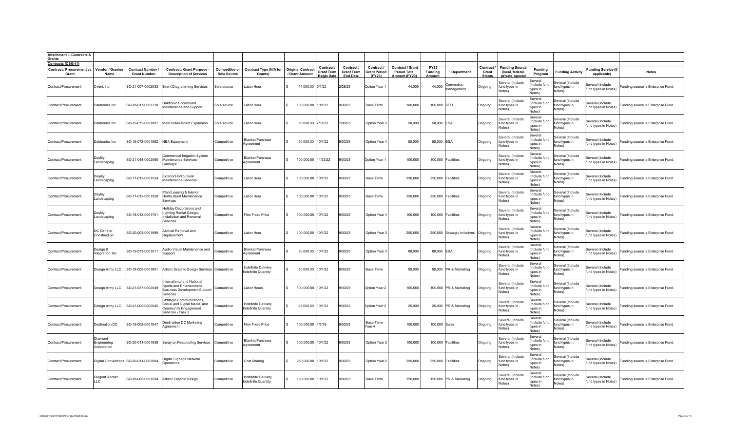**Attachment I - Contracts & Grants**

**Contracts (CSG 41)**

| Contract / Procurement vs Grant | Vendor / Grantee Name | Contract Number / Grant Number | Contract / Grant Purpose - Description of Services | Competitive or Sole Source | Contract Type (N/A for Grants) | Original Contract / Grant Amount | Contract / Grant Term Begin Date | Contract / Grant Term End Date | Contract / Grant Period (FY23) | Contract / Grant Period Total Amount (FY23) | FY23 Funding Amount | Department | Contract / Grant Status | Funding Source (local, federal, private, special | Funding Program | Funding Activity | Funding Service (if applicable) | Notes |
|---|---|---|---|---|---|---|---|---|---|---|---|---|---|---|---|---|---|---|
| Contract/Procurement | Cvent, Inc. | SO-21-007-0002033 | Event Diagramming Services | Sole source | Labor Hour | $ 44,000.00 | 3/1/22 | 2/28/23 | Option Year 1 | 44,000 | 44,000 | Convention Management | Ongoing | Several (Include fund types in Notes) | Several (Include fund types in Notes) | Several (Include fund types in Notes) | Several (Include fund types in Notes) | Funding source is Enterprise Fund. |
| Contract/Procurement | Daktronics Inc | SO-18-017-0001710 | Daktronic Scoreboard Maintenance and Support | Sole source | Labor Hour | $ 100,000.00 | 10/1/22 | 9/30/23 | Base Term | 100,000 | 100,000 | SED | Ongoing | Several (Include fund types in Notes) | Several (Include fund types in Notes) | Several (Include fund types in Notes) | Several (Include fund types in Notes) | Funding source is Enterprise Fund. |
| Contract/Procurement | Daktronics Inc | SO-19-072-0001887 | Main Video Board Expansion | Sole source | Labor Hour | $ 50,000.00 | 7/31/22 | 7/30/23 | Option Year 3 | 50,000 | 50,000 | ESA | Ongoing | Several (Include fund types in Notes) | Several (Include fund types in Notes) | Several (Include fund types in Notes) | Several (Include fund types in Notes) | Funding source is Enterprise Fund. |
| Contract/Procurement | Daktronics Inc | SO-19-072-0001862 | NBA Equipment | Competitive | Blanket Purchase Agreement | $ 50,000.00 | 10/1/22 | 9/30/23 | Option Year 4 | 50,000 | 50,000 | ESA | Ongoing | Several (Include fund types in Notes) | Several (Include fund types in Notes) | Several (Include fund types in Notes) | Several (Include fund types in Notes) | Funding source is Enterprise Fund. |
| Contract/Procurement | Daylily Landscaping | SO-21-044-0002090 | Commercial Irrigation System Maintenance Services-Carnegie | Competitive | Blanket Purchase Agreement | $ 100,000.00 | 11/23/22 | 9/30/23 | Option Year 1 | 100,000 | 100,000 | Facilities | Ongoing | Several (Include fund types in Notes) | Several (Include fund types in Notes) | Several (Include fund types in Notes) | Several (Include fund types in Notes) | Funding source is Enterprise Fund. |
| Contract/Procurement | Daylily Landscaping | SO-17-012-0001524 | Exterior Horticultural Maintenance Services | Competitive | Labor Hour | $ 100,000.00 | 10/1/22 | 9/30/23 | Base Term | 250,000 | 250,000 | Facilities | Ongoing | Several (Include fund types in Notes) | Several (Include fund types in Notes) | Several (Include fund types in Notes) | Several (Include fund types in Notes) | Funding source is Enterprise Fund. |
| Contract/Procurement | Daylily Landscaping | SO-17-012-0001559 | Plant Leasing & Interior Horticultural Maintenance Services | Competitive | Labor Hour | $ 100,000.00 | 10/1/22 | 9/30/23 | Base Term | 250,000 | 250,000 | Facilities | Ongoing | Several (Include fund types in Notes) | Several (Include fund types in Notes) | Several (Include fund types in Notes) | Several (Include fund types in Notes) | Funding source is Enterprise Fund. |
| Contract/Procurement | Daylily Landscaping | SO-18-012-0001751 | Holiday Decorations and Lighting Rental Design, Installation and Removal Services | Competitive | Firm Fixed Price | $ 100,000.00 | 10/1/22 | 9/30/23 | Option Year 4 | 100,000 | 100,000 | Facilities | Ongoing | Several (Include fund types in Notes) | Several (Include fund types in Notes) | Several (Include fund types in Notes) | Several (Include fund types in Notes) | Funding source is Enterprise Fund. |
| Contract/Procurement | DC General Construction | SO-20-003-0001999 | Asphalt Removal and Replacement | Competitive | Labor Hour | $ 100,000.00 | 10/1/22 | 9/30/23 | Option Year 3 | 250,000 | 250,000 | Strategic Initiatives | Ongoing | Several (Include fund types in Notes) | Several (Include fund types in Notes) | Several (Include fund types in Notes) | Several (Include fund types in Notes) | Funding source is Enterprise Fund. |
| Contract/Procurement | Design & Integration, Inc. | SO-19-073-0001911 | Audio Visual Maintenance and Support | Competitive | Blanket Purchase Agreement | $ 80,000.00 | 10/1/22 | 9/30/23 | Option Year 3 | 80,000 | 80,000 | ESA | Ongoing | Several (Include fund types in Notes) | Several (Include fund types in Notes) | Several (Include fund types in Notes) | Several (Include fund types in Notes) | Funding source is Enterprise Fund. |
| Contract/Procurement | Design Army LLC | SO-18-005-0001601 | Artistic Graphic Design Services | Competitive | Indefinite Delivery Indefinite Quantity | $ 50,000.00 | 10/1/22 | 9/30/23 | Base Term | 50,000 | 50,000 | PR & Marketing | Ongoing | Several (Include fund types in Notes) | Several (Include fund types in Notes) | Several (Include fund types in Notes) | Several (Include fund types in Notes) | Funding source is Enterprise Fund. |
| Contract/Procurement | Design Army LLC | SO-21-037-0002049 | International and National Sports and Entertainment Business Development Support Services | Competitive | Labor Hours | $ 100,000.00 | 10/1/22 | 9/30/23 | Option Year 2 | 100,000 | 100,000 | PR & Marketing | Ongoing | Several (Include fund types in Notes) | Several (Include fund types in Notes) | Several (Include fund types in Notes) | Several (Include fund types in Notes) | Funding source is Enterprise Fund. |
| Contract/Procurement | Design Army LLC | SO-21-005-0002045 | Strategic Communications, Social and Digital Media, and Community Engagement Services - Task 2 | Competitive | Indefinite Delivery Indefinite Quantity | $ 25,000.00 | 10/1/22 | 9/30/23 | Option Year 2 | 25,000 | 25,000 | PR & Marketing | Ongoing | Several (Include fund types in Notes) | Several (Include fund types in Notes) | Several (Include fund types in Notes) | Several (Include fund types in Notes) | Funding source is Enterprise Fund. |
| Contract/Procurement | Destination DC | SO-19-002-0001847 | Destination DC Marketing Agreement | Competitive | Firm Fixed Price | $ 100,000.00 | 4/5/19 | 9/30/23 | Base Term - Year 4 | 100,000 | 100,000 | Sales | Ongoing | Several (Include fund types in Notes) | Several (Include fund types in Notes) | Several (Include fund types in Notes) | Several (Include fund types in Notes) | Funding source is Enterprise Fund. |
| Contract/Procurement | Diamond Engineering Corporation | SO-20-011-0001938 | Spray on Fireproofing Services | Competitive | Blanket Purchase Agreement | $ 100,000.00 | 10/1/22 | 9/30/23 | Option Year 3 | 100,000 | 100,000 | Facilities | Ongoing | Several (Include fund types in Notes) | Several (Include fund types in Notes) | Several (Include fund types in Notes) | Several (Include fund types in Notes) | Funding source is Enterprise Fund. |
| Contract/Procurement | Digital Conventions | SO-20-011-0002004 | Digital Signage Network Operations | Competitive | Cost Sharing | $ 250,000.00 | 10/1/22 | 9/30/23 | Option Year 2 | 250,000 | 250,000 | Facilities | Ongoing | Several (Include fund types in Notes) | Several (Include fund types in Notes) | Several (Include fund types in Notes) | Several (Include fund types in Notes) | Funding source is Enterprise Fund. |
| Contract/Procurement | Diligent Rocket LLC | SO-18-005-0001594 | Artistic Graphic Design | Competitive | Indefinite Delivery Indefinite Quantity | $ 150,000.00 | 10/1/22 | 9/30/23 | Base Term | 150,000 | 150,000 | PR & Marketing | Ongoing | Several (Include fund types in Notes) | Several (Include fund types in Notes) | Several (Include fund types in Notes) | Several (Include fund types in Notes) | Funding source is Enterprise Fund. |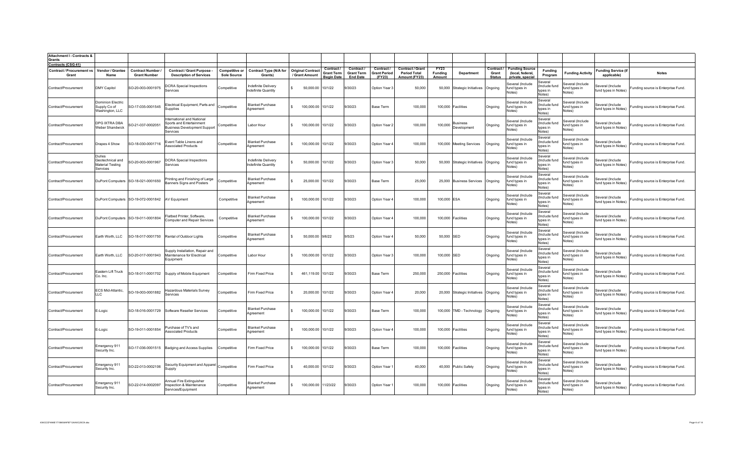**Attachment I - Contracts & Grants**

**Contracts (CSG 41)**

| Contract / Procurement vs Grant | Vendor / Grantee Name | Contract Number / Grant Number | Contract / Grant Purpose - Description of Services | Competitive or Sole Source | Contract Type (N/A for Grants) | Original Contract / Grant Amount | Contract / Grant Term Begin Date | Contract / Grant Term End Date | Contract / Grant Period (FY23) | Contract / Grant Period Total Amount (FY23) | FY23 Funding Amount | Department | Contract / Grant Status | Funding Source (local, federal, private, special | Funding Program | Funding Activity | Funding Service (if applicable) | Notes |
|---|---|---|---|---|---|---|---|---|---|---|---|---|---|---|---|---|---|---|
| Contract/Procurement | DMY Capitol | SO-20-003-0001975 | DCRA Special Inspections Services | Competitive | Indefinite Delivery Indefinite Quantity | $ 50,000.00 | 10/1/22 | 9/30/23 | Option Year 3 | 50,000 | 50,000 | Strategic Initiatives | Ongoing | Several (Include fund types in Notes) | Several (Include fund types in Notes) | Several (Include fund types in Notes) | Several (Include fund types in Notes) | Funding source is Enterprise Fund. |
| Contract/Procurement | Dominion Electric Supply Co of Washington, LLC | SO-17-035-0001545 | Electrical Equipment, Parts and Supplies | Competitive | Blanket Purchase Agreement | $ 100,000.00 | 10/1/22 | 9/30/23 | Base Term | 100,000 | 100,000 | Facilities | Ongoing | Several (Include fund types in Notes) | Several (Include fund types in Notes) | Several (Include fund types in Notes) | Several (Include fund types in Notes) | Funding source is Enterprise Fund. |
| Contract/Procurement | DPG IXTRA DBA Weber Shandwick | SO-21-037-0002051 | International and National Sports and Entertainment Business Development Support Services | Competitive | Labor Hour | $ 100,000.00 | 10/1/22 | 9/30/23 | Option Year 2 | 100,000 | 100,000 | Business Development | Ongoing | Several (Include fund types in Notes) | Several (Include fund types in Notes) | Several (Include fund types in Notes) | Several (Include fund types in Notes) | Funding source is Enterprise Fund. |
| Contract/Procurement | Drapes 4 Show | SO-18-030-0001716 | Event Table Linens and Associated Products | Competitive | Blanket Purchase Agreement | $ 100,000.00 | 10/1/22 | 9/30/23 | Option Year 4 | 100,000 | 100,000 | Meeting Services | Ongoing | Several (Include fund types in Notes) | Several (Include fund types in Notes) | Several (Include fund types in Notes) | Several (Include fund types in Notes) | Funding source is Enterprise Fund. |
| Contract/Procurement | Dulles Geotechnical and Material Testing Services | SO-20-003-0001967 | DCRA Special Inspections Services | | Indefinite Delivery Indefinite Quantity | $ 50,000.00 | 10/1/22 | 9/30/23 | Option Year 3 | 50,000 | 50,000 | Strategic Initiatives | Ongoing | Several (Include fund types in Notes) | Several (Include fund types in Notes) | Several (Include fund types in Notes) | Several (Include fund types in Notes) | Funding source is Enterprise Fund. |
| Contract/Procurement | DuPont Computers | SO-18-021-0001650 | Printing and Finishing of Large Banners Signs and Posters | Competitive | Blanket Purchase Agreement | $ 25,000.00 | 10/1/22 | 9/30/23 | Base Term | 25,000 | 25,000 | Business Services | Ongoing | Several (Include fund types in Notes) | Several (Include fund types in Notes) | Several (Include fund types in Notes) | Several (Include fund types in Notes) | Funding source is Enterprise Fund. |
| Contract/Procurement | DuPont Computers | SO-19-072-0001842 | AV Equipment | Competitive | Blanket Purchase Agreement | $ 100,000.00 | 10/1/22 | 9/30/23 | Option Year 4 | 100,000 | 100,000 | ESA | Ongoing | Several (Include fund types in Notes) | Several (Include fund types in Notes) | Several (Include fund types in Notes) | Several (Include fund types in Notes) | Funding source is Enterprise Fund. |
| Contract/Procurement | DuPont Computers | SO-19-011-0001804 | Flatbed Printer, Software, Computer and Repair Services | Competitive | Blanket Purchase Agreement | $ 100,000.00 | 10/1/22 | 9/30/23 | Option Year 4 | 100,000 | 100,000 | Facilities | Ongoing | Several (Include fund types in Notes) | Several (Include fund types in Notes) | Several (Include fund types in Notes) | Several (Include fund types in Notes) | Funding source is Enterprise Fund. |
| Contract/Procurement | Earth Worth, LLC | SO-18-017-0001750 | Rental of Outdoor Lights | Competitive | Blanket Purchase Agreement | $ 50,000.00 | 9/6/22 | 9/5/23 | Option Year 4 | 50,000 | 50,000 | SED | Ongoing | Several (Include fund types in Notes) | Several (Include fund types in Notes) | Several (Include fund types in Notes) | Several (Include fund types in Notes) | Funding source is Enterprise Fund. |
| Contract/Procurement | Earth Worth, LLC | SO-20-017-0001943 | Supply Installation, Repair and Maintenance for Electrical Equipment | Competitive | Labor Hour | $ 100,000.00 | 10/1/22 | 9/30/23 | Option Year 3 | 100,000 | 100,000 | SED | Ongoing | Several (Include fund types in Notes) | Several (Include fund types in Notes) | Several (Include fund types in Notes) | Several (Include fund types in Notes) | Funding source is Enterprise Fund. |
| Contract/Procurement | Eastern Lift Truck Co. Inc. | SO-18-011-0001702 | Supply of Mobile Equipment | Competitive | Firm Fixed Price | $ 461,119.00 | 10/1/22 | 9/30/23 | Base Term | 250,000 | 250,000 | Facilities | Ongoing | Several (Include fund types in Notes) | Several (Include fund types in Notes) | Several (Include fund types in Notes) | Several (Include fund types in Notes) | Funding source is Enterprise Fund. |
| Contract/Procurement | ECS Mid-Atlantic, LLC | SO-19-003-0001882 | Hazardous Materials Survey Services | Competitive | Firm Fixed Price | $ 20,000.00 | 10/1/22 | 9/30/23 | Option Year 4 | 20,000 | 20,000 | Strategic Initiatives | Ongoing | Several (Include fund types in Notes) | Several (Include fund types in Notes) | Several (Include fund types in Notes) | Several (Include fund types in Notes) | Funding source is Enterprise Fund. |
| Contract/Procurement | E-Logic | SO-18-016-0001729 | Software Reseller Services | Competitive | Blanket Purchase Agreement | $ 100,000.00 | 10/1/22 | 9/30/23 | Base Term | 100,000 | 100,000 | TMD - Technology | Ongoing | Several (Include fund types in Notes) | Several (Include fund types in Notes) | Several (Include fund types in Notes) | Several (Include fund types in Notes) | Funding source is Enterprise Fund. |
| Contract/Procurement | E-Logic | SO-19-011-0001854 | Purchase of TV's and Associated Products | Competitive | Blanket Purchase Agreement | $ 100,000.00 | 10/1/22 | 9/30/23 | Option Year 4 | 100,000 | 100,000 | Facilities | Ongoing | Several (Include fund types in Notes) | Several (Include fund types in Notes) | Several (Include fund types in Notes) | Several (Include fund types in Notes) | Funding source is Enterprise Fund. |
| Contract/Procurement | Emergency 911 Security Inc. | SO-17-036-0001515 | Badging and Access Supplies | Competitive | Firm Fixed Price | $ 100,000.00 | 10/1/22 | 9/30/23 | Base Term | 100,000 | 100,000 | Facilities | Ongoing | Several (Include fund types in Notes) | Several (Include fund types in Notes) | Several (Include fund types in Notes) | Several (Include fund types in Notes) | Funding source is Enterprise Fund. |
| Contract/Procurement | Emergency 911 Security Inc. | SO-22-013-0002106 | Security Equipment and Apparel Supply | Competitive | Firm Fixed Price | $ 40,000.00 | 10/1/22 | 9/30/23 | Option Year 1 | 40,000 | 40,000 | Public Safety | Ongoing | Several (Include fund types in Notes) | Several (Include fund types in Notes) | Several (Include fund types in Notes) | Several (Include fund types in Notes) | Funding source is Enterprise Fund. |
| Contract/Procurement | Emergency 911 Security Inc. | SO-22-014-0002097 | Annual Fire Extinguisher Inspection & Maintenance Services/Equipment | Competitive | Blanket Purchase Agreement | $ 100,000.00 | 11/23/22 | 9/30/23 | Option Year 1 | 100,000 | 100,000 | Facilities | Ongoing | Several (Include fund types in Notes) | Several (Include fund types in Notes) | Several (Include fund types in Notes) | Several (Include fund types in Notes) | Funding source is Enterprise Fund. |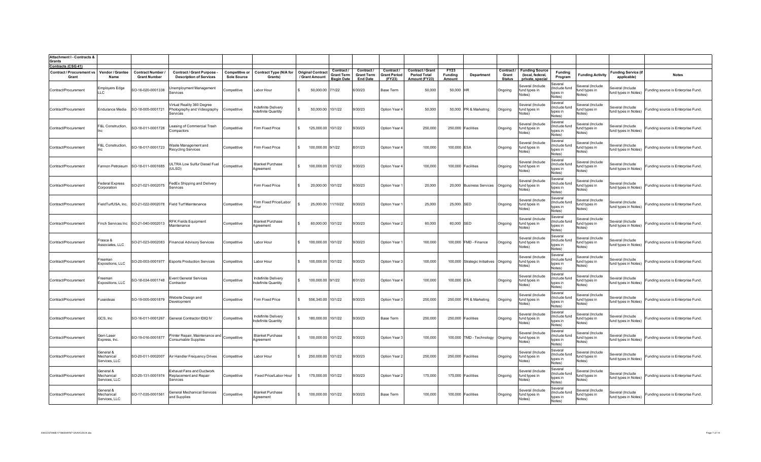**Attachment I - Contracts & Grants**

**Contracts (CSG 41)**

| Contract / Procurement vs Grant | Vendor / Grantee Name | Contract Number / Grant Number | Contract / Grant Purpose - Description of Services | Competitive or Sole Source | Contract Type (N/A for Grants) | Original Contract / Grant Amount | Contract / Grant Term Begin Date | Contract / Grant Term End Date | Contract / Grant Period (FY23) | Contract / Grant Period Total Amount (FY23) | FY23 Funding Amount | Department | Contract / Grant Status | Funding Source (local, federal, private, special | Funding Program | Funding Activity | Funding Service (if applicable) | Notes |
|---|---|---|---|---|---|---|---|---|---|---|---|---|---|---|---|---|---|---|
| Contract/Procurement | Employers Edge LLC | SO-16-020-0001338 | Unemployment Management Services | Competitive | Labor Hour | $ 50,000.00 | 7/1/22 | 6/30/23 | Base Term | 50,000 | 50,000 | HR | Ongoing | Several (Include fund types in Notes) | Several (Include fund types in Notes) | Several (Include fund types in Notes) | Several (Include fund types in Notes) | Funding source is Enterprise Fund. |
| Contract/Procurement | Endurance Media | SO-18-005-0001721 | Virtual Reality 360 Degree Photography and Videography Services | Competitive | Indefinite Delivery Indefinite Quantity | $ 50,000.00 | 10/1/22 | 9/30/23 | Option Year 4 | 50,000 | 50,000 | PR & Marketing | Ongoing | Several (Include fund types in Notes) | Several (Include fund types in Notes) | Several (Include fund types in Notes) | Several (Include fund types in Notes) | Funding source is Enterprise Fund. |
| Contract/Procurement | F&L Construction, Inc | SO-18-011-0001728 | Leasing of Commercial Trash Compactors | Competitive | Firm Fixed Price | $ 125,000.00 | 10/1/22 | 9/30/23 | Option Year 4 | 250,000 | 250,000 | Facilities | Ongoing | Several (Include fund types in Notes) | Several (Include fund types in Notes) | Several (Include fund types in Notes) | Several (Include fund types in Notes) | Funding source is Enterprise Fund. |
| Contract/Procurement | F&L Construction, Inc | SO-18-017-0001723 | Waste Management and Recycling Services | Competitive | Firm Fixed Price | $ 100,000.00 | 9/1/22 | 8/31/23 | Option Year 4 | 100,000 | 100,000 | ESA | Ongoing | Several (Include fund types in Notes) | Several (Include fund types in Notes) | Several (Include fund types in Notes) | Several (Include fund types in Notes) | Funding source is Enterprise Fund. |
| Contract/Procurement | Fannon Petroleum | SO-18-011-0001685 | ULTRA Low Sulfur Diesel Fuel (ULSD) | Competitive | Blanket Purchase Agreement | $ 100,000.00 | 10/1/22 | 9/30/23 | Option Year 4 | 100,000 | 100,000 | Facilities | Ongoing | Several (Include fund types in Notes) | Several (Include fund types in Notes) | Several (Include fund types in Notes) | Several (Include fund types in Notes) | Funding source is Enterprise Fund. |
| Contract/Procurement | Federal Express Corporation | SO-21-021-0002075 | FedEx Shipping and Delivery Services | | Firm Fixed Price | $ 20,000.00 | 10/1/22 | 9/30/23 | Option Year 1 | 20,000 | 20,000 | Business Services | Ongoing | Several (Include fund types in Notes) | Several (Include fund types in Notes) | Several (Include fund types in Notes) | Several (Include fund types in Notes) | Funding source is Enterprise Fund. |
| Contract/Procurement | FieldTurfUSA, Inc. | SO-21-022-0002078 | Field Turf Maintenance | Competitive | Firm Fixed Price/Labor Hour | $ 25,000.00 | 11/10/22 | 9/30/23 | Option Year 1 | 25,000 | 25,000 | SED | Ongoing | Several (Include fund types in Notes) | Several (Include fund types in Notes) | Several (Include fund types in Notes) | Several (Include fund types in Notes) | Funding source is Enterprise Fund. |
| Contract/Procurement | Finch Services Inc | SO-21-040-0002013 | RFK Fields Equipment Maintenance | Competitive | Blanket Purchase Agreement | $ 60,000.00 | 10/1/22 | 9/30/23 | Option Year 2 | 60,000 | 60,000 | SED | Ongoing | Several (Include fund types in Notes) | Several (Include fund types in Notes) | Several (Include fund types in Notes) | Several (Include fund types in Notes) | Funding source is Enterprise Fund. |
| Contract/Procurement | Frasca & Associates, LLC | SO-21-023-0002083 | Financial Advisory Services | Competitive | Labor Hour | $ 100,000.00 | 10/1/22 | 9/30/23 | Option Year 1 | 100,000 | 100,000 | FMD - Finance | Ongoing | Several (Include fund types in Notes) | Several (Include fund types in Notes) | Several (Include fund types in Notes) | Several (Include fund types in Notes) | Funding source is Enterprise Fund. |
| Contract/Procurement | Freeman Expositions, LLC | SO-20-003-0001977 | Esports Production Services | Competitive | Labor Hour | $ 100,000.00 | 10/1/22 | 9/30/23 | Option Year 3 | 100,000 | 100,000 | Strategic Initiatives | Ongoing | Several (Include fund types in Notes) | Several (Include fund types in Notes) | Several (Include fund types in Notes) | Several (Include fund types in Notes) | Funding source is Enterprise Fund. |
| Contract/Procurement | Freeman Expositions, LLC | SO-18-034-0001748 | Event General Services Contractor | Competitive | Indefinite Delivery Indefinite Quantity | $ 100,000.00 | 9/1/22 | 8/31/23 | Option Year 4 | 100,000 | 100,000 | ESA | Ongoing | Several (Include fund types in Notes) | Several (Include fund types in Notes) | Several (Include fund types in Notes) | Several (Include fund types in Notes) | Funding source is Enterprise Fund. |
| Contract/Procurement | Fuseideas | SO-19-005-0001879 | Website Design and Development | Competitive | Firm Fixed Price | $ 556,340.00 | 10/1/22 | 9/30/23 | Option Year 3 | 250,000 | 250,000 | PR & Marketing | Ongoing | Several (Include fund types in Notes) | Several (Include fund types in Notes) | Several (Include fund types in Notes) | Several (Include fund types in Notes) | Funding source is Enterprise Fund. |
| Contract/Procurement | GCS, Inc | SO-16-011-0001267 | General Contractor IDIQ IV | Competitive | Indefinite Delivery Indefinite Quantity | $ 180,000.00 | 10/1/22 | 9/30/23 | Base Term | 250,000 | 250,000 | Facilities | Ongoing | Several (Include fund types in Notes) | Several (Include fund types in Notes) | Several (Include fund types in Notes) | Several (Include fund types in Notes) | Funding source is Enterprise Fund. |
| Contract/Procurement | Gem Laser Express, Inc. | SO-19-016-0001877 | Printer Repair, Maintenance and Consumable Supplies | Competitive | Blanket Purchase Agreement | $ 100,000.00 | 10/1/22 | 9/30/23 | Option Year 3 | 100,000 | 100,000 | TMD - Technology | Ongoing | Several (Include fund types in Notes) | Several (Include fund types in Notes) | Several (Include fund types in Notes) | Several (Include fund types in Notes) | Funding source is Enterprise Fund. |
| Contract/Procurement | General & Mechanical Services, LLC | SO-20-011-0002007 | Air Handler Frequency Drives | Competitive | Labor Hour | $ 250,000.00 | 10/1/22 | 9/30/23 | Option Year 2 | 250,000 | 250,000 | Facilities | Ongoing | Several (Include fund types in Notes) | Several (Include fund types in Notes) | Several (Include fund types in Notes) | Several (Include fund types in Notes) | Funding source is Enterprise Fund. |
| Contract/Procurement | General & Mechanical Services, LLC | SO-20-131-0001974 | Exhaust Fans and Ductwork Replacement and Repair Services | Competitive | Fixed Price/Labor Hour | $ 175,000.00 | 10/1/22 | 9/30/23 | Option Year 2 | 175,000 | 175,000 | Facilities | Ongoing | Several (Include fund types in Notes) | Several (Include fund types in Notes) | Several (Include fund types in Notes) | Several (Include fund types in Notes) | Funding source is Enterprise Fund. |
| Contract/Procurement | General & Mechanical Services, LLC | SO-17-035-0001561 | General Mechanical Services and Supplies | Competitive | Blanket Purchase Agreement | $ 100,000.00 | 10/1/22 | 9/30/23 | Base Term | 100,000 | 100,000 | Facilities | Ongoing | Several (Include fund types in Notes) | Several (Include fund types in Notes) | Several (Include fund types in Notes) | Several (Include fund types in Notes) | Funding source is Enterprise Fund. |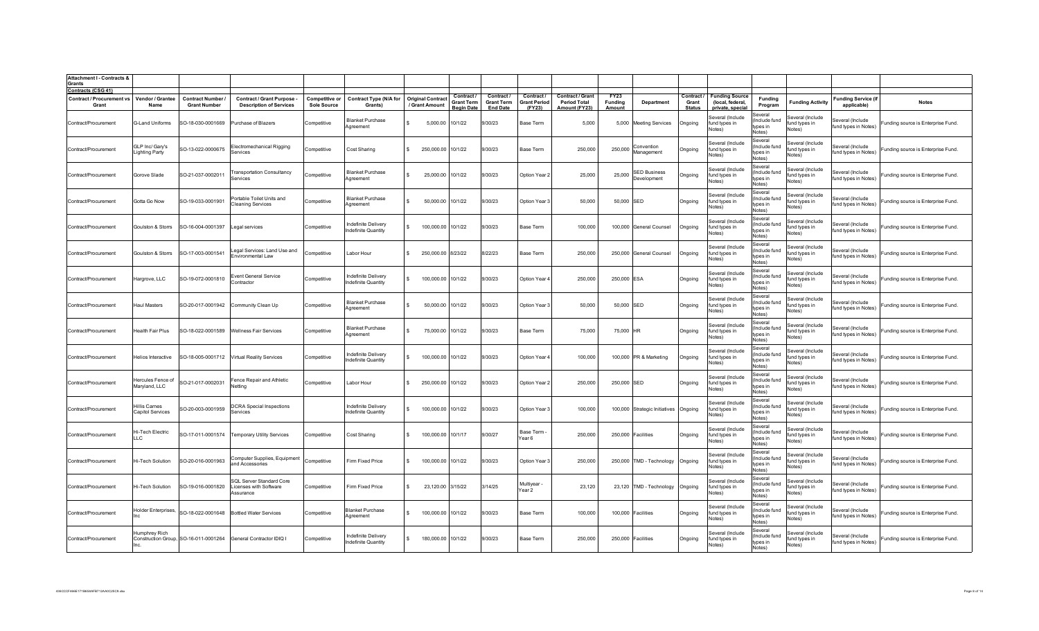**Attachment I - Contracts & Grants**

**Contracts (CSG 41)**

| Contract / Procurement vs Grant | Vendor / Grantee Name | Contract Number / Grant Number | Contract / Grant Purpose - Description of Services | Competitive or Sole Source | Contract Type (N/A for Grants) | Original Contract / Grant Amount | Contract / Grant Term Begin Date | Contract / Grant Term End Date | Contract / Grant Period (FY23) | Contract / Grant Period Total Amount (FY23) | FY23 Funding Amount | Department | Contract / Grant Status | Funding Source (local, federal, private, special | Funding Program | Funding Activity | Funding Service (if applicable) | Notes |
|---|---|---|---|---|---|---|---|---|---|---|---|---|---|---|---|---|---|---|
| Contract/Procurement | G-Land Uniforms | SO-18-030-0001669 | Purchase of Blazers | Competitive | Blanket Purchase Agreement | $ 5,000.00 | 10/1/22 | 9/30/23 | Base Term | 5,000 | 5,000 | Meeting Services | Ongoing | Several (Include fund types in Notes) | Several (Include fund types in Notes) | Several (Include fund types in Notes) | Several (Include fund types in Notes) | Funding source is Enterprise Fund. |
| Contract/Procurement | GLP Inc/ Gary's Lighting Party | SO-13-022-0000675 | Electromechanical Rigging Services | Competitive | Cost Sharing | $ 250,000.00 | 10/1/22 | 9/30/23 | Base Term | 250,000 | 250,000 | Convention Management | Ongoing | Several (Include fund types in Notes) | Several (Include fund types in Notes) | Several (Include fund types in Notes) | Several (Include fund types in Notes) | Funding source is Enterprise Fund. |
| Contract/Procurement | Gorove Slade | SO-21-037-0002011 | Transportation Consultancy Services | Competitive | Blanket Purchase Agreement | $ 25,000.00 | 10/1/22 | 9/30/23 | Option Year 2 | 25,000 | 25,000 | SED Business Development | Ongoing | Several (Include fund types in Notes) | Several (Include fund types in Notes) | Several (Include fund types in Notes) | Several (Include fund types in Notes) | Funding source is Enterprise Fund. |
| Contract/Procurement | Gotta Go Now | SO-19-033-0001901 | Portable Toilet Units and Cleaning Services | Competitive | Blanket Purchase Agreement | $ 50,000.00 | 10/1/22 | 9/30/23 | Option Year 3 | 50,000 | 50,000 | SED | Ongoing | Several (Include fund types in Notes) | Several (Include fund types in Notes) | Several (Include fund types in Notes) | Several (Include fund types in Notes) | Funding source is Enterprise Fund. |
| Contract/Procurement | Goulston & Storrs | SO-16-004-0001397 | Legal services | Competitive | Indefinite Delivery Indefinite Quantity | $ 100,000.00 | 10/1/22 | 9/30/23 | Base Term | 100,000 | 100,000 | General Counsel | Ongoing | Several (Include fund types in Notes) | Several (Include fund types in Notes) | Several (Include fund types in Notes) | Several (Include fund types in Notes) | Funding source is Enterprise Fund. |
| Contract/Procurement | Goulston & Storrs | SO-17-003-0001541 | Legal Services: Land Use and Environmental Law | Competitive | Labor Hour | $ 250,000.00 | 8/23/22 | 8/22/23 | Base Term | 250,000 | 250,000 | General Counsel | Ongoing | Several (Include fund types in Notes) | Several (Include fund types in Notes) | Several (Include fund types in Notes) | Several (Include fund types in Notes) | Funding source is Enterprise Fund. |
| Contract/Procurement | Hargrove, LLC | SO-19-072-0001810 | Event General Service Contractor | Competitive | Indefinite Delivery Indefinite Quantity | $ 100,000.00 | 10/1/22 | 9/30/23 | Option Year 4 | 250,000 | 250,000 | ESA | Ongoing | Several (Include fund types in Notes) | Several (Include fund types in Notes) | Several (Include fund types in Notes) | Several (Include fund types in Notes) | Funding source is Enterprise Fund. |
| Contract/Procurement | Haul Masters | SO-20-017-0001942 | Community Clean Up | Competitive | Blanket Purchase Agreement | $ 50,000.00 | 10/1/22 | 9/30/23 | Option Year 3 | 50,000 | 50,000 | SED | Ongoing | Several (Include fund types in Notes) | Several (Include fund types in Notes) | Several (Include fund types in Notes) | Several (Include fund types in Notes) | Funding source is Enterprise Fund. |
| Contract/Procurement | Health Fair Plus | SO-18-022-0001589 | Wellness Fair Services | Competitive | Blanket Purchase Agreement | $ 75,000.00 | 10/1/22 | 9/30/23 | Base Term | 75,000 | 75,000 | HR | Ongoing | Several (Include fund types in Notes) | Several (Include fund types in Notes) | Several (Include fund types in Notes) | Several (Include fund types in Notes) | Funding source is Enterprise Fund. |
| Contract/Procurement | Helios Interactive | SO-18-005-0001712 | Virtual Reality Services | Competitive | Indefinite Delivery Indefinite Quantity | $ 100,000.00 | 10/1/22 | 9/30/23 | Option Year 4 | 100,000 | 100,000 | PR & Marketing | Ongoing | Several (Include fund types in Notes) | Several (Include fund types in Notes) | Several (Include fund types in Notes) | Several (Include fund types in Notes) | Funding source is Enterprise Fund. |
| Contract/Procurement | Hercules Fence of Maryland, LLC | SO-21-017-0002031 | Fence Repair and Athletic Netting | Competitive | Labor Hour | $ 250,000.00 | 10/1/22 | 9/30/23 | Option Year 2 | 250,000 | 250,000 | SED | Ongoing | Several (Include fund types in Notes) | Several (Include fund types in Notes) | Several (Include fund types in Notes) | Several (Include fund types in Notes) | Funding source is Enterprise Fund. |
| Contract/Procurement | Hillis Carnes Capitol Services | SO-20-003-0001959 | DCRA Special Inspections Services | | Indefinite Delivery Indefinite Quantity | $ 100,000.00 | 10/1/22 | 9/30/23 | Option Year 3 | 100,000 | 100,000 | Strategic Initiatives | Ongoing | Several (Include fund types in Notes) | Several (Include fund types in Notes) | Several (Include fund types in Notes) | Several (Include fund types in Notes) | Funding source is Enterprise Fund. |
| Contract/Procurement | Hi-Tech Electric LLC | SO-17-011-0001574 | Temporary Utility Services | Competitive | Cost Sharing | $ 100,000.00 | 10/1/17 | 9/30/27 | Base Term - Year 6 | 250,000 | 250,000 | Facilities | Ongoing | Several (Include fund types in Notes) | Several (Include fund types in Notes) | Several (Include fund types in Notes) | Several (Include fund types in Notes) | Funding source is Enterprise Fund. |
| Contract/Procurement | Hi-Tech Solution | SO-20-016-0001963 | Computer Supplies, Equipment and Accessories | Competitive | Firm Fixed Price | $ 100,000.00 | 10/1/22 | 9/30/23 | Option Year 3 | 250,000 | 250,000 | TMD - Technology | Ongoing | Several (Include fund types in Notes) | Several (Include fund types in Notes) | Several (Include fund types in Notes) | Several (Include fund types in Notes) | Funding source is Enterprise Fund. |
| Contract/Procurement | Hi-Tech Solution | SO-19-016-0001820 | SQL Server Standard Core Licenses with Software Assurance | Competitive | Firm Fixed Price | $ 23,120.00 | 3/15/22 | 3/14/25 | Multiyear - Year 2 | 23,120 | 23,120 | TMD - Technology | Ongoing | Several (Include fund types in Notes) | Several (Include fund types in Notes) | Several (Include fund types in Notes) | Several (Include fund types in Notes) | Funding source is Enterprise Fund. |
| Contract/Procurement | Holder Enterprises, Inc | SO-18-022-0001648 | Bottled Water Services | Competitive | Blanket Purchase Agreement | $ 100,000.00 | 10/1/22 | 9/30/23 | Base Term | 100,000 | 100,000 | Facilities | Ongoing | Several (Include fund types in Notes) | Several (Include fund types in Notes) | Several (Include fund types in Notes) | Several (Include fund types in Notes) | Funding source is Enterprise Fund. |
| Contract/Procurement | Humphrey Rich Construction Group, Inc. | SO-16-011-0001264 | General Contractor IDIQ I | Competitive | Indefinite Delivery Indefinite Quantity | $ 180,000.00 | 10/1/22 | 9/30/23 | Base Term | 250,000 | 250,000 | Facilities | Ongoing | Several (Include fund types in Notes) | Several (Include fund types in Notes) | Several (Include fund types in Notes) | Several (Include fund types in Notes) | Funding source is Enterprise Fund. |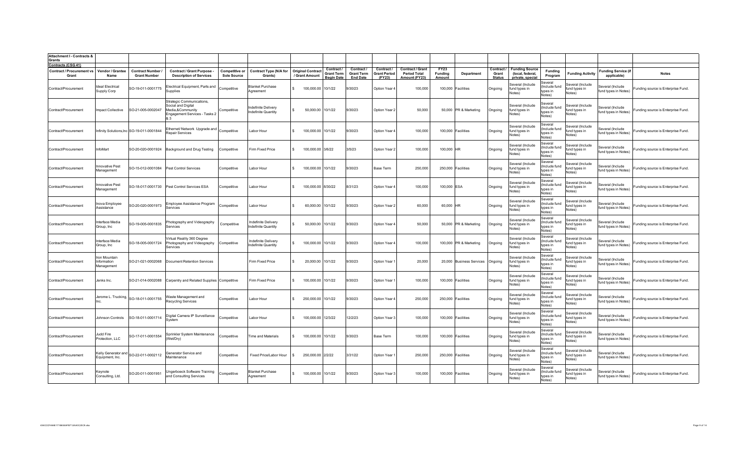**Attachment I - Contracts & Grants**

**Contracts (CSG 41)**

| Contract / Procurement vs Grant | Vendor / Grantee Name | Contract Number / Grant Number | Contract / Grant Purpose - Description of Services | Competitive or Sole Source | Contract Type (N/A for Grants) | Original Contract / Grant Amount | Contract / Grant Term Begin Date | Contract / Grant Term End Date | Contract / Grant Period (FY23) | Contract / Grant Period Total Amount (FY23) | FY23 Funding Amount | Department | Contract / Grant Status | Funding Source (local, federal, private, special | Funding Program | Funding Activity | Funding Service (if applicable) | Notes |
|---|---|---|---|---|---|---|---|---|---|---|---|---|---|---|---|---|---|---|
| Contract/Procurement | Ideal Electrical Supply Corp | SO-19-011-0001775 | Electrical Equipment, Parts and Supplies | Competitive | Blanket Purchase Agreement | $ 100,000.00 | 10/1/22 | 9/30/23 | Option Year 4 | 100,000 | 100,000 | Facilities | Ongoing | Several (Include fund types in Notes) | Several (Include fund types in Notes) | Several (Include fund types in Notes) | Several (Include fund types in Notes) | Funding source is Enterprise Fund. |
| Contract/Procurement | Impact Collective | SO-21-005-0002047 | Strategic Communications, Social and Digital Media,&Community Engagement Services - Tasks 2 & 3 | Competitive | Indefinite Delivery Indefinite Quantity | $ 50,000.00 | 10/1/22 | 9/30/23 | Option Year 2 | 50,000 | 50,000 | PR & Marketing | Ongoing | Several (Include fund types in Notes) | Several (Include fund types in Notes) | Several (Include fund types in Notes) | Several (Include fund types in Notes) | Funding source is Enterprise Fund. |
| Contract/Procurement | Infinity Solutions,Inc | SO-19-011-0001844 | Ethernet/ Network Upgrade and Repair Services | Competitive | Labor Hour | $ 100,000.00 | 10/1/22 | 9/30/23 | Option Year 4 | 100,000 | 100,000 | Facilities | Ongoing | Several (Include fund types in Notes) | Several (Include fund types in Notes) | Several (Include fund types in Notes) | Several (Include fund types in Notes) | Funding source is Enterprise Fund. |
| Contract/Procurement | InfoMart | SO-20-020-0001924 | Background and Drug Testing | Competitive | Firm Fixed Price | $ 100,000.00 | 3/6/22 | 3/5/23 | Option Year 2 | 100,000 | 100,000 | HR | Ongoing | Several (Include fund types in Notes) | Several (Include fund types in Notes) | Several (Include fund types in Notes) | Several (Include fund types in Notes) | Funding source is Enterprise Fund. |
| Contract/Procurement | Innovative Pest Management | SO-15-012-0001084 | Pest Control Services | Competitive | Labor Hour | $ 100,000.00 | 10/1/22 | 9/30/23 | Base Term | 250,000 | 250,000 | Facilities | Ongoing | Several (Include fund types in Notes) | Several (Include fund types in Notes) | Several (Include fund types in Notes) | Several (Include fund types in Notes) | Funding source is Enterprise Fund. |
| Contract/Procurement | Innovative Pest Management | SO-18-017-0001730 | Pest Control Services ESA | Competitive | Labor Hour | $ 100,000.00 | 8/30/22 | 8/31/23 | Option Year 4 | 100,000 | 100,000 | ESA | Ongoing | Several (Include fund types in Notes) | Several (Include fund types in Notes) | Several (Include fund types in Notes) | Several (Include fund types in Notes) | Funding source is Enterprise Fund. |
| Contract/Procurement | Inova Employee Assistance | SO-20-020-0001973 | Employee Assistance Program Services | Competitive | Labor Hour | $ 60,000.00 | 10/1/22 | 9/30/23 | Option Year 2 | 60,000 | 60,000 | HR | Ongoing | Several (Include fund types in Notes) | Several (Include fund types in Notes) | Several (Include fund types in Notes) | Several (Include fund types in Notes) | Funding source is Enterprise Fund. |
| Contract/Procurement | Interface Media Group, Inc | SO-19-005-0001835 | Photography and Videography Services | Competitive | Indefinite Delivery Indefinite Quantity | $ 50,000.00 | 10/1/22 | 9/30/23 | Option Year 4 | 50,000 | 50,000 | PR & Marketing | Ongoing | Several (Include fund types in Notes) | Several (Include fund types in Notes) | Several (Include fund types in Notes) | Several (Include fund types in Notes) | Funding source is Enterprise Fund. |
| Contract/Procurement | Interface Media Group, Inc | SO-18-005-0001724 | Virtual Reality 360 Degree Photography and Videography Services | Competitive | Indefinite Delivery Indefinite Quantity | $ 100,000.00 | 10/1/22 | 9/30/23 | Option Year 4 | 100,000 | 100,000 | PR & Marketing | Ongoing | Several (Include fund types in Notes) | Several (Include fund types in Notes) | Several (Include fund types in Notes) | Several (Include fund types in Notes) | Funding source is Enterprise Fund. |
| Contract/Procurement | Iron Mountain Information Management | SO-21-021-0002068 | Document Retention Services | | Firm Fixed Price | $ 20,000.00 | 10/1/22 | 9/30/23 | Option Year 1 | 20,000 | 20,000 | Business Services | Ongoing | Several (Include fund types in Notes) | Several (Include fund types in Notes) | Several (Include fund types in Notes) | Several (Include fund types in Notes) | Funding source is Enterprise Fund. |
| Contract/Procurement | Jenks Inc. | SO-21-014-0002088 | Carpentry and Related Supplies | Competitive | Firm Fixed Price | $ 100,000.00 | 10/1/22 | 9/30/23 | Option Year 1 | 100,000 | 100,000 | Facilities | Ongoing | Several (Include fund types in Notes) | Several (Include fund types in Notes) | Several (Include fund types in Notes) | Several (Include fund types in Notes) | Funding source is Enterprise Fund. |
| Contract/Procurement | Jerome L. Trucking, Inc. | SO-18-011-0001755 | Waste Management and Recycling Services | Competitive | Labor Hour | $ 250,000.00 | 10/1/22 | 9/30/23 | Option Year 4 | 250,000 | 250,000 | Facilities | Ongoing | Several (Include fund types in Notes) | Several (Include fund types in Notes) | Several (Include fund types in Notes) | Several (Include fund types in Notes) | Funding source is Enterprise Fund. |
| Contract/Procurement | Johnson Controls | SO-18-011-0001714 | Digital Camera IP Surveillance System | Competitive | Labor Hour | $ 100,000.00 | 12/3/22 | 12/2/23 | Option Year 3 | 100,000 | 100,000 | Facilities | Ongoing | Several (Include fund types in Notes) | Several (Include fund types in Notes) | Several (Include fund types in Notes) | Several (Include fund types in Notes) | Funding source is Enterprise Fund. |
| Contract/Procurement | Judd Fire Protection, LLC | SO-17-011-0001554 | Sprinkler System Maintenance (Wet/Dry) | Competitive | Time and Materials | $ 100,000.00 | 10/1/22 | 9/30/23 | Base Term | 100,000 | 100,000 | Facilities | Ongoing | Several (Include fund types in Notes) | Several (Include fund types in Notes) | Several (Include fund types in Notes) | Several (Include fund types in Notes) | Funding source is Enterprise Fund. |
| Contract/Procurement | Kelly Generator and Equipment, Inc. | SO-22-011-0002112 | Generator Service and Maintenance | Competitive | Fixed Price/Labor Hour | $ 250,000.00 | 2/2/22 | 3/31/22 | Option Year 1 | 250,000 | 250,000 | Facilities | Ongoing | Several (Include fund types in Notes) | Several (Include fund types in Notes) | Several (Include fund types in Notes) | Several (Include fund types in Notes) | Funding source is Enterprise Fund. |
| Contract/Procurement | Keynote Consulting, Ltd. | SO-20-011-0001951 | Ungerboeck Software Training and Consulting Services | Competitive | Blanket Purchase Agreement | $ 100,000.00 | 10/1/22 | 9/30/23 | Option Year 3 | 100,000 | 100,000 | Facilities | Ongoing | Several (Include fund types in Notes) | Several (Include fund types in Notes) | Several (Include fund types in Notes) | Several (Include fund types in Notes) | Funding source is Enterprise Fund. |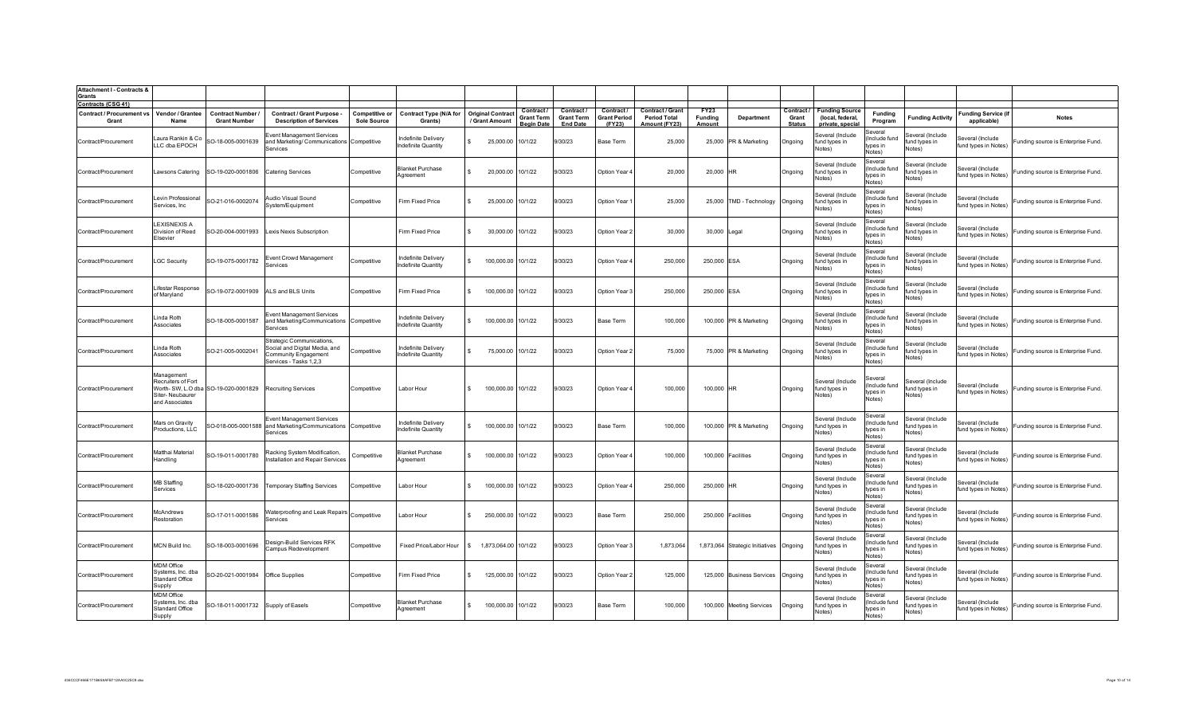**Attachment I - Contracts & Grants**

**Contracts (CSG 41)**

| Contract / Procurement vs Grant | Vendor / Grantee Name | Contract Number / Grant Number | Contract / Grant Purpose - Description of Services | Competitive or Sole Source | Contract Type (N/A for Grants) | Original Contract / Grant Amount | Contract / Grant Term Begin Date | Contract / Grant Term End Date | Contract / Grant Period (FY23) | Contract / Grant Period Total Amount (FY23) | FY23 Funding Amount | Department | Contract / Grant Status | Funding Source (local, federal, private, special | Funding Program | Funding Activity | Funding Service (if applicable) | Notes |
|---|---|---|---|---|---|---|---|---|---|---|---|---|---|---|---|---|---|---|
| Contract/Procurement | Laura Rankin & Co LLC dba EPOCH | SO-18-005-0001639 | Event Management Services and Marketing/ Communications Services | Competitive | Indefinite Delivery Indefinite Quantity | $ 25,000.00 | 10/1/22 | 9/30/23 | Base Term | 25,000 | 25,000 | PR & Marketing | Ongoing | Several (Include fund types in Notes) | Several (Include fund types in Notes) | Several (Include fund types in Notes) | Several (Include fund types in Notes) | Funding source is Enterprise Fund. |
| Contract/Procurement | Lawsons Catering | SO-19-020-0001806 | Catering Services | Competitive | Blanket Purchase Agreement | $ 20,000.00 | 10/1/22 | 9/30/23 | Option Year 4 | 20,000 | 20,000 | HR | Ongoing | Several (Include fund types in Notes) | Several (Include fund types in Notes) | Several (Include fund types in Notes) | Several (Include fund types in Notes) | Funding source is Enterprise Fund. |
| Contract/Procurement | Levin Professional Services, Inc | SO-21-016-0002074 | Audio Visual Sound System/Equipment | Competitive | Firm Fixed Price | $ 25,000.00 | 10/1/22 | 9/30/23 | Option Year 1 | 25,000 | 25,000 | TMD - Technology | Ongoing | Several (Include fund types in Notes) | Several (Include fund types in Notes) | Several (Include fund types in Notes) | Several (Include fund types in Notes) | Funding source is Enterprise Fund. |
| Contract/Procurement | LEXISNEXIS A Division of Reed Elsevier | SO-20-004-0001993 | Lexis Nexis Subscription | | Firm Fixed Price | $ 30,000.00 | 10/1/22 | 9/30/23 | Option Year 2 | 30,000 | 30,000 | Legal | Ongoing | Several (Include fund types in Notes) | Several (Include fund types in Notes) | Several (Include fund types in Notes) | Several (Include fund types in Notes) | Funding source is Enterprise Fund. |
| Contract/Procurement | LGC Security | SO-19-075-0001782 | Event Crowd Management Services | Competitive | Indefinite Delivery Indefinite Quantity | $ 100,000.00 | 10/1/22 | 9/30/23 | Option Year 4 | 250,000 | 250,000 | ESA | Ongoing | Several (Include fund types in Notes) | Several (Include fund types in Notes) | Several (Include fund types in Notes) | Several (Include fund types in Notes) | Funding source is Enterprise Fund. |
| Contract/Procurement | Lifestar Response of Maryland | SO-19-072-0001909 | ALS and BLS Units | Competitive | Firm Fixed Price | $ 100,000.00 | 10/1/22 | 9/30/23 | Option Year 3 | 250,000 | 250,000 | ESA | Ongoing | Several (Include fund types in Notes) | Several (Include fund types in Notes) | Several (Include fund types in Notes) | Several (Include fund types in Notes) | Funding source is Enterprise Fund. |
| Contract/Procurement | Linda Roth Associates | SO-18-005-0001587 | Event Management Services and Marketing/Communications Services | Competitive | Indefinite Delivery Indefinite Quantity | $ 100,000.00 | 10/1/22 | 9/30/23 | Base Term | 100,000 | 100,000 | PR & Marketing | Ongoing | Several (Include fund types in Notes) | Several (Include fund types in Notes) | Several (Include fund types in Notes) | Several (Include fund types in Notes) | Funding source is Enterprise Fund. |
| Contract/Procurement | Linda Roth Associates | SO-21-005-0002041 | Strategic Communications, Social and Digital Media, and Community Engagement Services - Tasks 1,2,3 | Competitive | Indefinite Delivery Indefinite Quantity | $ 75,000.00 | 10/1/22 | 9/30/23 | Option Year 2 | 75,000 | 75,000 | PR & Marketing | Ongoing | Several (Include fund types in Notes) | Several (Include fund types in Notes) | Several (Include fund types in Notes) | Several (Include fund types in Notes) | Funding source is Enterprise Fund. |
| Contract/Procurement | Management Recruiters of Fort Worth- SW, L.O dba Siter- Neubaurer and Associates | SO-19-020-0001829 | Recruiting Services | Competitive | Labor Hour | $ 100,000.00 | 10/1/22 | 9/30/23 | Option Year 4 | 100,000 | 100,000 | HR | Ongoing | Several (Include fund types in Notes) | Several (Include fund types in Notes) | Several (Include fund types in Notes) | Several (Include fund types in Notes) | Funding source is Enterprise Fund. |
| Contract/Procurement | Mars on Gravity Productions, LLC | SO-018-005-0001588 | Event Management Services and Marketing/Communications Services | Competitive | Indefinite Delivery Indefinite Quantity | $ 100,000.00 | 10/1/22 | 9/30/23 | Base Term | 100,000 | 100,000 | PR & Marketing | Ongoing | Several (Include fund types in Notes) | Several (Include fund types in Notes) | Several (Include fund types in Notes) | Several (Include fund types in Notes) | Funding source is Enterprise Fund. |
| Contract/Procurement | Matthai Material Handling | SO-19-011-0001780 | Racking System Modification, Installation and Repair Services | Competitive | Blanket Purchase Agreement | $ 100,000.00 | 10/1/22 | 9/30/23 | Option Year 4 | 100,000 | 100,000 | Facilities | Ongoing | Several (Include fund types in Notes) | Several (Include fund types in Notes) | Several (Include fund types in Notes) | Several (Include fund types in Notes) | Funding source is Enterprise Fund. |
| Contract/Procurement | MB Staffing Services | SO-18-020-0001736 | Temporary Staffing Services | Competitive | Labor Hour | $ 100,000.00 | 10/1/22 | 9/30/23 | Option Year 4 | 250,000 | 250,000 | HR | Ongoing | Several (Include fund types in Notes) | Several (Include fund types in Notes) | Several (Include fund types in Notes) | Several (Include fund types in Notes) | Funding source is Enterprise Fund. |
| Contract/Procurement | McAndrews Restoration | SO-17-011-0001586 | Waterproofing and Leak Repairs Services | Competitive | Labor Hour | $ 250,000.00 | 10/1/22 | 9/30/23 | Base Term | 250,000 | 250,000 | Facilities | Ongoing | Several (Include fund types in Notes) | Several (Include fund types in Notes) | Several (Include fund types in Notes) | Several (Include fund types in Notes) | Funding source is Enterprise Fund. |
| Contract/Procurement | MCN Build Inc. | SO-18-003-0001696 | Design-Build Services RFK Campus Redevelopment | Competitive | Fixed Price/Labor Hour | $ 1,873,064.00 | 10/1/22 | 9/30/23 | Option Year 3 | 1,873,064 | 1,873,064 | Strategic Initiatives | Ongoing | Several (Include fund types in Notes) | Several (Include fund types in Notes) | Several (Include fund types in Notes) | Several (Include fund types in Notes) | Funding source is Enterprise Fund. |
| Contract/Procurement | MDM Office Systems, Inc. dba Standard Office Supply | SO-20-021-0001984 | Office Supplies | Competitive | Firm Fixed Price | $ 125,000.00 | 10/1/22 | 9/30/23 | Option Year 2 | 125,000 | 125,000 | Business Services | Ongoing | Several (Include fund types in Notes) | Several (Include fund types in Notes) | Several (Include fund types in Notes) | Several (Include fund types in Notes) | Funding source is Enterprise Fund. |
| Contract/Procurement | MDM Office Systems, Inc. dba Standard Office Supply | SO-18-011-0001732 | Supply of Easels | Competitive | Blanket Purchase Agreement | $ 100,000.00 | 10/1/22 | 9/30/23 | Base Term | 100,000 | 100,000 | Meeting Services | Ongoing | Several (Include fund types in Notes) | Several (Include fund types in Notes) | Several (Include fund types in Notes) | Several (Include fund types in Notes) | Funding source is Enterprise Fund. |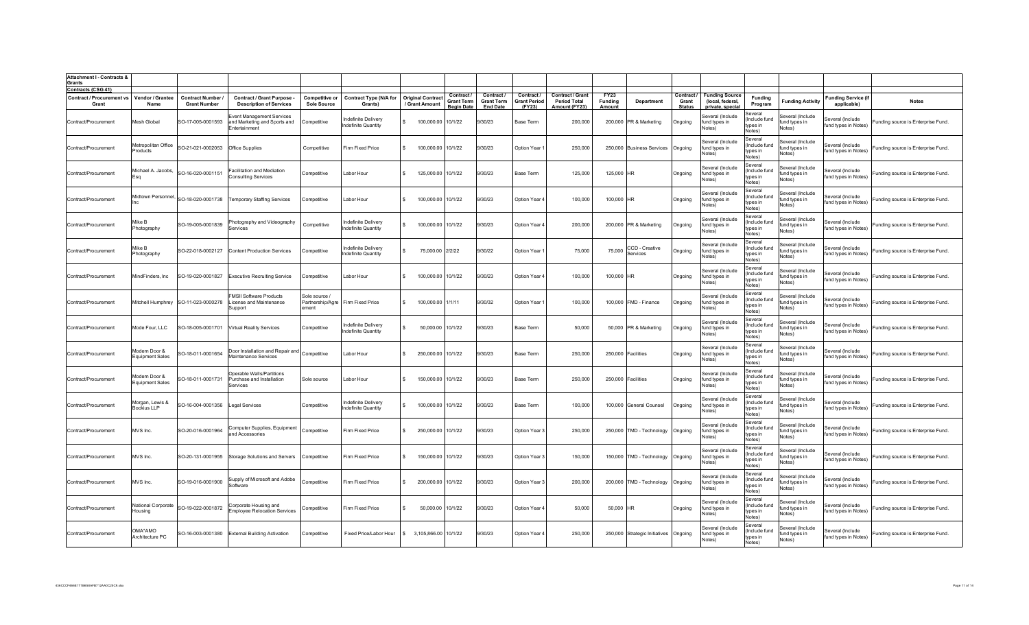**Attachment I - Contracts & Grants**

**Contracts (CSG 41)**

| Contract / Procurement vs Grant | Vendor / Grantee Name | Contract Number / Grant Number | Contract / Grant Purpose - Description of Services | Competitive or Sole Source | Contract Type (N/A for Grants) | Original Contract / Grant Amount | Contract / Grant Term Begin Date | Contract / Grant Term End Date | Contract / Grant Period (FY23) | Contract / Grant Period Total Amount (FY23) | FY23 Funding Amount | Department | Contract / Grant Status | Funding Source (local, federal, private, special | Funding Program | Funding Activity | Funding Service (if applicable) | Notes |
|---|---|---|---|---|---|---|---|---|---|---|---|---|---|---|---|---|---|---|
| Contract/Procurement | Mesh Global | SO-17-005-0001593 | Event Management Services and Marketing and Sports and Entertainment | Competitive | Indefinite Delivery Indefinite Quantity | $ 100,000.00 | 10/1/22 | 9/30/23 | Base Term | 200,000 | 200,000 | PR & Marketing | Ongoing | Several (Include fund types in Notes) | Several (Include fund types in Notes) | Several (Include fund types in Notes) | Several (Include fund types in Notes) | Funding source is Enterprise Fund. |
| Contract/Procurement | Metropolitan Office Products | SO-21-021-0002053 | Office Supplies | Competitive | Firm Fixed Price | $ 100,000.00 | 10/1/22 | 9/30/23 | Option Year 1 | 250,000 | 250,000 | Business Services | Ongoing | Several (Include fund types in Notes) | Several (Include fund types in Notes) | Several (Include fund types in Notes) | Several (Include fund types in Notes) | Funding source is Enterprise Fund. |
| Contract/Procurement | Michael A. Jacobs, Esq | SO-16-020-0001151 | Facilitation and Mediation Consulting Services | Competitive | Labor Hour | $ 125,000.00 | 10/1/22 | 9/30/23 | Base Term | 125,000 | 125,000 | HR | Ongoing | Several (Include fund types in Notes) | Several (Include fund types in Notes) | Several (Include fund types in Notes) | Several (Include fund types in Notes) | Funding source is Enterprise Fund. |
| Contract/Procurement | Midtown Personnel, Inc | SO-18-020-0001738 | Temporary Staffing Services | Competitive | Labor Hour | $ 100,000.00 | 10/1/22 | 9/30/23 | Option Year 4 | 100,000 | 100,000 | HR | Ongoing | Several (Include fund types in Notes) | Several (Include fund types in Notes) | Several (Include fund types in Notes) | Several (Include fund types in Notes) | Funding source is Enterprise Fund. |
| Contract/Procurement | Mike B Photography | SO-19-005-0001839 | Photography and Videography Services | Competitive | Indefinite Delivery Indefinite Quantity | $ 100,000.00 | 10/1/22 | 9/30/23 | Option Year 4 | 200,000 | 200,000 | PR & Marketing | Ongoing | Several (Include fund types in Notes) | Several (Include fund types in Notes) | Several (Include fund types in Notes) | Several (Include fund types in Notes) | Funding source is Enterprise Fund. |
| Contract/Procurement | Mike B Photography | SO-22-018-0002127 | Content Production Services | Competitive | Indefinite Delivery Indefinite Quantity | $ 75,000.00 | 2/2/22 | 9/30/22 | Option Year 1 | 75,000 | 75,000 | CCD - Creative Services | Ongoing | Several (Include fund types in Notes) | Several (Include fund types in Notes) | Several (Include fund types in Notes) | Several (Include fund types in Notes) | Funding source is Enterprise Fund. |
| Contract/Procurement | MindFinders, Inc | SO-19-020-0001827 | Executive Recruiting Service | Competitive | Labor Hour | $ 100,000.00 | 10/1/22 | 9/30/23 | Option Year 4 | 100,000 | 100,000 | HR | Ongoing | Several (Include fund types in Notes) | Several (Include fund types in Notes) | Several (Include fund types in Notes) | Several (Include fund types in Notes) | Funding source is Enterprise Fund. |
| Contract/Procurement | Mitchell Humphrey | SO-11-023-0000278 | FMSII Software Products License and Maintenance Support | Sole source / Partnership/Agreement | Firm Fixed Price | $ 100,000.00 | 1/1/11 | 9/30/32 | Option Year 1 | 100,000 | 100,000 | FMD - Finance | Ongoing | Several (Include fund types in Notes) | Several (Include fund types in Notes) | Several (Include fund types in Notes) | Several (Include fund types in Notes) | Funding source is Enterprise Fund. |
| Contract/Procurement | Mode Four, LLC | SO-18-005-0001701 | Virtual Reality Services | Competitive | Indefinite Delivery Indefinite Quantity | $ 50,000.00 | 10/1/22 | 9/30/23 | Base Term | 50,000 | 50,000 | PR & Marketing | Ongoing | Several (Include fund types in Notes) | Several (Include fund types in Notes) | Several (Include fund types in Notes) | Several (Include fund types in Notes) | Funding source is Enterprise Fund. |
| Contract/Procurement | Modern Door & Equipment Sales | SO-18-011-0001654 | Door Installation and Repair and Maintenance Services | Competitive | Labor Hour | $ 250,000.00 | 10/1/22 | 9/30/23 | Base Term | 250,000 | 250,000 | Facilities | Ongoing | Several (Include fund types in Notes) | Several (Include fund types in Notes) | Several (Include fund types in Notes) | Several (Include fund types in Notes) | Funding source is Enterprise Fund. |
| Contract/Procurement | Modern Door & Equipment Sales | SO-18-011-0001731 | Operable Walls/Partitions Purchase and Installation Services | Sole source | Labor Hour | $ 150,000.00 | 10/1/22 | 9/30/23 | Base Term | 250,000 | 250,000 | Facilities | Ongoing | Several (Include fund types in Notes) | Several (Include fund types in Notes) | Several (Include fund types in Notes) | Several (Include fund types in Notes) | Funding source is Enterprise Fund. |
| Contract/Procurement | Morgan, Lewis & Bockius LLP | SO-16-004-0001356 | Legal Services | Competitive | Indefinite Delivery Indefinite Quantity | $ 100,000.00 | 10/1/22 | 9/30/23 | Base Term | 100,000 | 100,000 | General Counsel | Ongoing | Several (Include fund types in Notes) | Several (Include fund types in Notes) | Several (Include fund types in Notes) | Several (Include fund types in Notes) | Funding source is Enterprise Fund. |
| Contract/Procurement | MVS Inc. | SO-20-016-0001964 | Computer Supplies, Equipment and Accessories | Competitive | Firm Fixed Price | $ 250,000.00 | 10/1/22 | 9/30/23 | Option Year 3 | 250,000 | 250,000 | TMD - Technology | Ongoing | Several (Include fund types in Notes) | Several (Include fund types in Notes) | Several (Include fund types in Notes) | Several (Include fund types in Notes) | Funding source is Enterprise Fund. |
| Contract/Procurement | MVS Inc. | SO-20-131-0001955 | Storage Solutions and Servers | Competitive | Firm Fixed Price | $ 150,000.00 | 10/1/22 | 9/30/23 | Option Year 3 | 150,000 | 150,000 | TMD - Technology | Ongoing | Several (Include fund types in Notes) | Several (Include fund types in Notes) | Several (Include fund types in Notes) | Several (Include fund types in Notes) | Funding source is Enterprise Fund. |
| Contract/Procurement | MVS Inc. | SO-19-016-0001900 | Supply of Microsoft and Adobe Software | Competitive | Firm Fixed Price | $ 200,000.00 | 10/1/22 | 9/30/23 | Option Year 3 | 200,000 | 200,000 | TMD - Technology | Ongoing | Several (Include fund types in Notes) | Several (Include fund types in Notes) | Several (Include fund types in Notes) | Several (Include fund types in Notes) | Funding source is Enterprise Fund. |
| Contract/Procurement | National Corporate Housing | SO-19-022-0001872 | Corporate Housing and Employee Relocation Services | Competitive | Firm Fixed Price | $ 50,000.00 | 10/1/22 | 9/30/23 | Option Year 4 | 50,000 | 50,000 | HR | Ongoing | Several (Include fund types in Notes) | Several (Include fund types in Notes) | Several (Include fund types in Notes) | Several (Include fund types in Notes) | Funding source is Enterprise Fund. |
| Contract/Procurement | OMA*AMO Architecture PC | SO-16-003-0001380 | External Building Activation | Competitive | Fixed Price/Labor Hour | $ 3,105,866.00 | 10/1/22 | 9/30/23 | Option Year 4 | 250,000 | 250,000 | Strategic Initiatives | Ongoing | Several (Include fund types in Notes) | Several (Include fund types in Notes) | Several (Include fund types in Notes) | Several (Include fund types in Notes) | Funding source is Enterprise Fund. |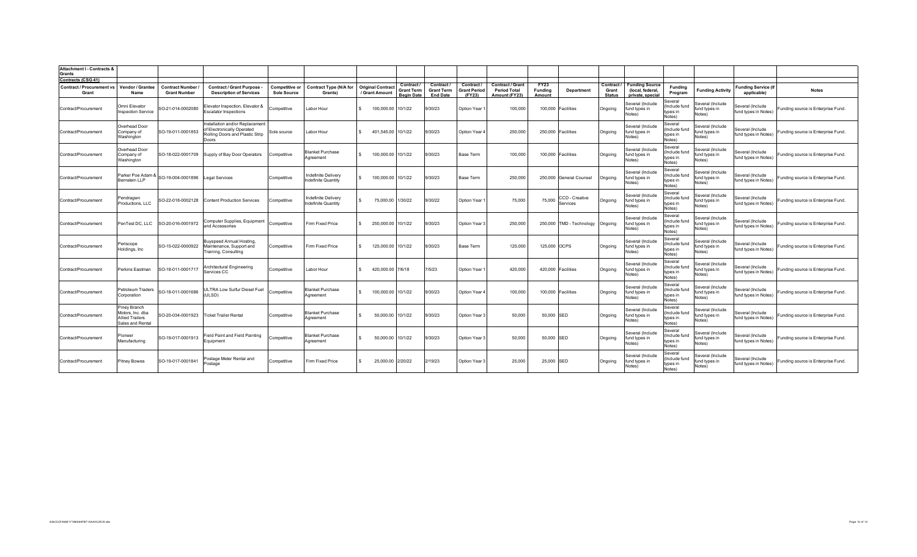**Attachment I - Contracts & Grants**

**Contracts (CSG 41)**

| Contract / Procurement vs Grant | Vendor / Grantee Name | Contract Number / Grant Number | Contract / Grant Purpose - Description of Services | Competitive or Sole Source | Contract Type (N/A for Grants) | Original Contract / Grant Amount | Contract / Grant Term Begin Date | Contract / Grant Term End Date | Contract / Grant Period (FY23) | Contract / Grant Period Total Amount (FY23) | FY23 Funding Amount | Department | Contract / Grant Status | Funding Source (local, federal, private, special | Funding Program | Funding Activity | Funding Service (if applicable) | Notes |
|---|---|---|---|---|---|---|---|---|---|---|---|---|---|---|---|---|---|---|
| Contract/Procurement | Omni Elevator Inspection Service | SO-21-014-0002080 | Elevator Inspection, Elevator & Escalator Inspections | Competitive | Labor Hour | $ 100,000.00 | 10/1/22 | 9/30/23 | Option Year 1 | 100,000 | 100,000 | Facilities | Ongoing | Several (Include fund types in Notes) | Several (Include fund types in Notes) | Several (Include fund types in Notes) | Several (Include fund types in Notes) | Funding source is Enterprise Fund. |
| Contract/Procurement | Overhead Door Company of Washington | SO-19-011-0001853 | Installation and/or Replacement of Electronically Operated Rolling Doors and Plastic Strip Doors | Sole source | Labor Hour | $ 401,545.00 | 10/1/22 | 9/30/23 | Option Year 4 | 250,000 | 250,000 | Facilities | Ongoing | Several (Include fund types in Notes) | Several (Include fund types in Notes) | Several (Include fund types in Notes) | Several (Include fund types in Notes) | Funding source is Enterprise Fund. |
| Contract/Procurement | Overhead Door Company of Washington | SO-18-022-0001709 | Supply of Bay Door Operators | Competitive | Blanket Purchase Agreement | $ 100,000.00 | 10/1/22 | 9/30/23 | Base Term | 100,000 | 100,000 | Facilities | Ongoing | Several (Include fund types in Notes) | Several (Include fund types in Notes) | Several (Include fund types in Notes) | Several (Include fund types in Notes) | Funding source is Enterprise Fund. |
| Contract/Procurement | Parker Poe Adam & Bernstein LLP | SO-19-004-0001896 | Legal Services | Competitive | Indefinite Delivery Indefinite Quantity | $ 100,000.00 | 10/1/22 | 9/30/23 | Base Term | 250,000 | 250,000 | General Counsel | Ongoing | Several (Include fund types in Notes) | Several (Include fund types in Notes) | Several (Include fund types in Notes) | Several (Include fund types in Notes) | Funding source is Enterprise Fund. |
| Contract/Procurement | Pendragwn Productions, LLC | SO-22-018-0002128 | Content Production Services | Competitive | Indefinite Delivery Indefinite Quantity | $ 75,000.00 | 1/30/22 | 9/30/22 | Option Year 1 | 75,000 | 75,000 | CCD - Creative Services | Ongoing | Several (Include fund types in Notes) | Several (Include fund types in Notes) | Several (Include fund types in Notes) | Several (Include fund types in Notes) | Funding source is Enterprise Fund. |
| Contract/Procurement | PenTest DC, LLC | SO-20-016-0001972 | Computer Supplies, Equipment and Accessories | Competitive | Firm Fixed Price | $ 250,000.00 | 10/1/22 | 9/30/23 | Option Year 3 | 250,000 | 250,000 | TMD - Technology | Ongoing | Several (Include fund types in Notes) | Several (Include fund types in Notes) | Several (Include fund types in Notes) | Several (Include fund types in Notes) | Funding source is Enterprise Fund. |
| Contract/Procurement | Periscope Holdings, Inc | SO-15-022-0000922 | Buyspeed Annual Hosting, Maintenance, Support and Training, Consulting | Competitive | Firm Fixed Price | $ 125,000.00 | 10/1/22 | 9/30/23 | Base Term | 125,000 | 125,000 | OCPS | Ongoing | Several (Include fund types in Notes) | Several (Include fund types in Notes) | Several (Include fund types in Notes) | Several (Include fund types in Notes) | Funding source is Enterprise Fund. |
| Contract/Procurement | Perkins Eastman | SO-18-011-0001717 | Architectural Engineering Services CC | Competitive | Labor Hour | $ 420,000.00 | 7/6/18 | 7/5/23 | Option Year 1 | 420,000 | 420,000 | Facilities | Ongoing | Several (Include fund types in Notes) | Several (Include fund types in Notes) | Several (Include fund types in Notes) | Several (Include fund types in Notes) | Funding source is Enterprise Fund. |
| Contract/Procurement | Petroleum Traders Corporation | SO-18-011-0001686 | ULTRA Low Sulfur Diesel Fuel (ULSD) | Competitive | Blanket Purchase Agreement | $ 100,000.00 | 10/1/22 | 9/30/23 | Option Year 4 | 100,000 | 100,000 | Facilities | Ongoing | Several (Include fund types in Notes) | Several (Include fund types in Notes) | Several (Include fund types in Notes) | Several (Include fund types in Notes) | Funding source is Enterprise Fund. |
| Contract/Procurement | Piney Branch Motors, Inc. dba Allied Trailers Sales and Rental | SO-20-034-0001923 | Ticket Trailer Rental | Competitive | Blanket Purchase Agreement | $ 50,000.00 | 10/1/22 | 9/30/23 | Option Year 3 | 50,000 | 50,000 | SED | Ongoing | Several (Include fund types in Notes) | Several (Include fund types in Notes) | Several (Include fund types in Notes) | Several (Include fund types in Notes) | Funding source is Enterprise Fund. |
| Contract/Procurement | Pioneer Manufacturing | SO-19-017-0001913 | Field Paint and Field Painting Equipment | Competitive | Blanket Purchase Agreement | $ 50,000.00 | 10/1/22 | 9/30/23 | Option Year 3 | 50,000 | 50,000 | SED | Ongoing | Several (Include fund types in Notes) | Several (Include fund types in Notes) | Several (Include fund types in Notes) | Several (Include fund types in Notes) | Funding source is Enterprise Fund. |
| Contract/Procurement | Pitney Bowes | SO-19-017-0001841 | Postage Meter Rental and Postage | Competitive | Firm Fixed Price | $ 25,000.00 | 2/20/22 | 2/19/23 | Option Year 3 | 25,000 | 25,000 | SED | Ongoing | Several (Include fund types in Notes) | Several (Include fund types in Notes) | Several (Include fund types in Notes) | Several (Include fund types in Notes) | Funding source is Enterprise Fund. |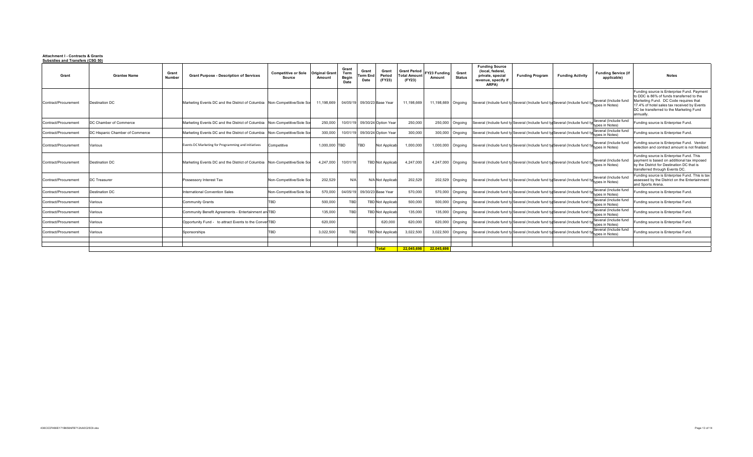**Attachment I - Contracts & Grants**
**Subsidies and Transfers (CSG 50)**

| Grant | Grantee Name | Grant Number | Grant Purpose - Description of Services | Competitive or Sole Source | Original Grant Amount | Grant Term Begin Date | Grant Term End Date | Grant Period (FY23) | Grant Period Total Amount (FY23) | FY23 Funding Amount | Grant Status | Funding Source (local, federal, private, special revenue, specify if ARPA) | Funding Program | Funding Activity | Funding Service (if applicable) | Notes |
|---|---|---|---|---|---|---|---|---|---|---|---|---|---|---|---|---|
| Contract/Procurement | Destination DC | | Marketing Events DC and the District of Columbia | Non-Competitive/Sole So | 11,198,669 | 04/05/19 | 09/30/23 | Base Year | 11,198,669 | 11,198,669 | Ongoing | Several (Include fund ty | Several (Include fund ty | Several (Include fund ty | Several (Include fund types in Notes) | Funding source is Enterprise Fund. Payment to DDC is 86% of funds transferred to the Marketing Fund. DC Code requires that 17.4% of hotel sales tax received by Events DC be transferred to the Marketing Fund annually. |
| Contract/Procurement | DC Chamber of Commerce | | Marketing Events DC and the District of Columbia | Non-Competitive/Sole So | 250,000 | 10/01/19 | 09/30/24 | Option Year | 250,000 | 250,000 | Ongoing | Several (Include fund ty | Several (Include fund ty | Several (Include fund ty | Several (Include fund types in Notes) | Funding source is Enterprise Fund. |
| Contract/Procurement | DC Hispanic Chamber of Commerce | | Marketing Events DC and the District of Columbia | Non-Competitive/Sole So | 300,000 | 10/01/19 | 09/30/24 | Option Year | 300,000 | 300,000 | Ongoing | Several (Include fund ty | Several (Include fund ty | Several (Include fund ty | Several (Include fund types in Notes) | Funding source is Enterprise Fund. |
| Contract/Procurement | Various | | Events DC Marketing for Programming and initiatives | Competitive | 1,000,000 | TBD | TBD | Not Applicab | 1,000,000 | 1,000,000 | Ongoing | Several (Include fund ty | Several (Include fund ty | Several (Include fund ty | Several (Include fund types in Notes) | Funding source is Enterprise Fund. Vendor selection and contract amount is not finalized. |
| Contract/Procurement | Destination DC | | Marketing Events DC and the District of Columbia | Non-Competitive/Sole So | 4,247,000 | 10/01/18 | TBD | Not Applicab | 4,247,000 | 4,247,000 | Ongoing | Several (Include fund ty | Several (Include fund ty | Several (Include fund ty | Several (Include fund types in Notes) | Funding source is Enterprise Fund. This payment is based on additional tax imposed by the District for Destination DC that is transferred through Events DC. |
| Contract/Procurement | DC Treasurer | | Possessory Interest Tax | Non-Competitive/Sole So | 202,529 | N/A | N/A | Not Applicab | 202,529 | 202,529 | Ongoing | Several (Include fund ty | Several (Include fund ty | Several (Include fund ty | Several (Include fund types in Notes) | Funding source is Enterprise Fund. This is tax assessed by the District on the Entertainment and Sports Arena. |
| Contract/Procurement | Destination DC | | International Convention Sales | Non-Competitive/Sole So | 570,000 | 04/05/19 | 09/30/23 | Base Year | 570,000 | 570,000 | Ongoing | Several (Include fund ty | Several (Include fund ty | Several (Include fund ty | Several (Include fund types in Notes) | Funding source is Enterprise Fund. |
| Contract/Procurement | Various | | Community Grants | TBD | 500,000 | TBD | TBD | Not Applicab | 500,000 | 500,000 | Ongoing | Several (Include fund ty | Several (Include fund ty | Several (Include fund ty | Several (Include fund types in Notes) | Funding source is Enterprise Fund. |
| Contract/Procurement | Various | | Community Benefit Agreements - Entertainment an | TBD | 135,000 | TBD | TBD | Not Applicab | 135,000 | 135,000 | Ongoing | Several (Include fund ty | Several (Include fund ty | Several (Include fund ty | Several (Include fund types in Notes) | Funding source is Enterprise Fund. |
| Contract/Procurement | Various | | Opportunity Fund - to attract Events to the Conver | TBD | 620,000 | | | 620,000 | 620,000 | 620,000 | Ongoing | Several (Include fund ty | Several (Include fund ty | Several (Include fund ty | Several (Include fund types in Notes) | Funding source is Enterprise Fund. |
| Contract/Procurement | Various | | Sponsorships | TBD | 3,022,500 | TBD | TBD | Not Applicab | 3,022,500 | 3,022,500 | Ongoing | Several (Include fund ty | Several (Include fund ty | Several (Include fund ty | Several (Include fund types in Notes) | Funding source is Enterprise Fund. |
| | | | | | | | | **Total** | **22,045,698** | **22,045,698** | | | | | | |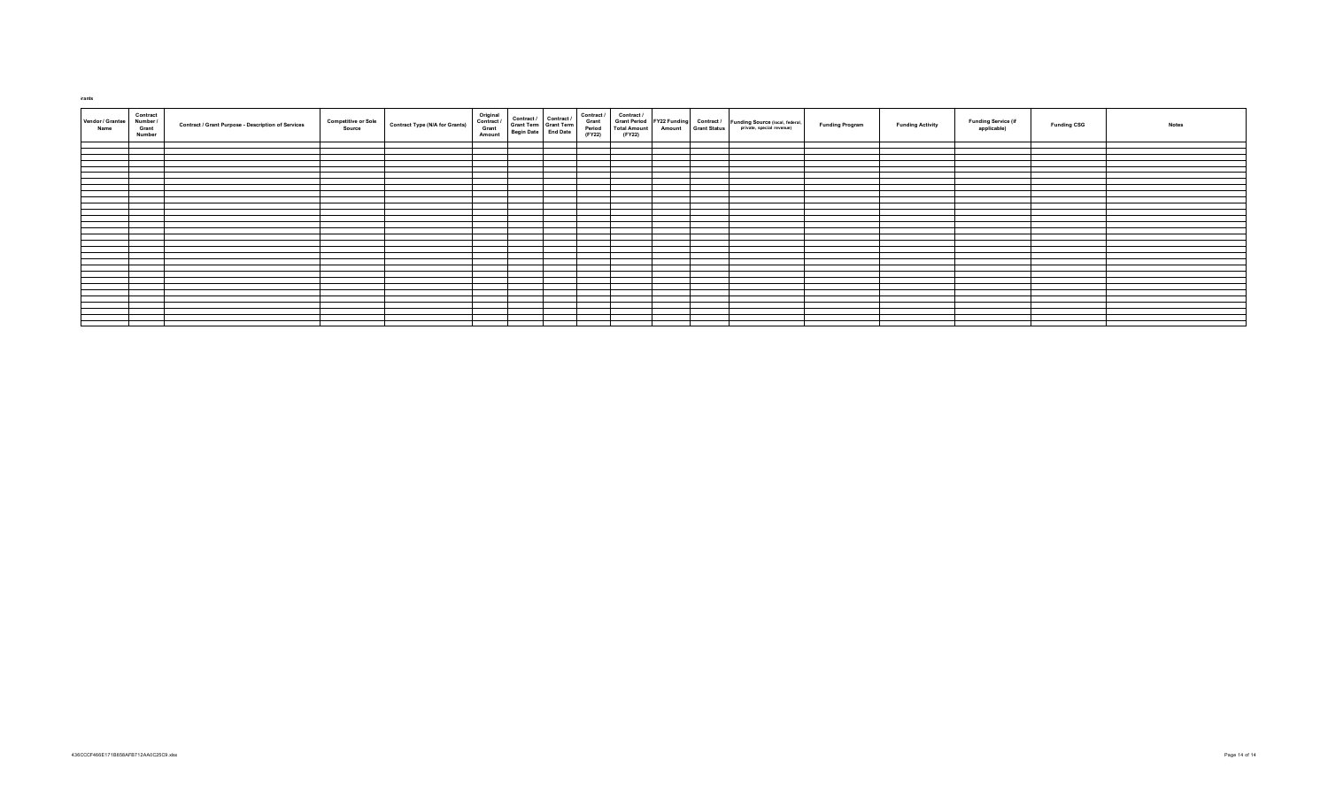**ants**

| Vendor / Grantee Name | Contract Number / Grant Number | Contract / Grant Purpose - Description of Services | Competitive or Sole Source | Contract Type (N/A for Grants) | Original Contract / Grant Amount | Contract / Grant Term Begin Date | Contract / Grant Term End Date | Contract / Grant Period (FY22) | Contract / Grant Period Total Amount (FY22) | FY22 Funding Amount | Contract / Grant Status | Funding Source (local, federal, private, special revenue) | Funding Program | Funding Activity | Funding Service (if applicable) | Funding CSG | Notes |
|---|---|---|---|---|---|---|---|---|---|---|---|---|---|---|---|---|---|
| | | | | | | | | | | | | | | | | | |
| | | | | | | | | | | | | | | | | | |
| | | | | | | | | | | | | | | | | | |
| | | | | | | | | | | | | | | | | | |
| | | | | | | | | | | | | | | | | | |
| | | | | | | | | | | | | | | | | | |
| | | | | | | | | | | | | | | | | | |
| | | | | | | | | | | | | | | | | | |
| | | | | | | | | | | | | | | | | | |
| | | | | | | | | | | | | | | | | | |
| | | | | | | | | | | | | | | | | | |
| | | | | | | | | | | | | | | | | | |
| | | | | | | | | | | | | | | | | | |
| | | | | | | | | | | | | | | | | | |
| | | | | | | | | | | | | | | | | | |
| | | | | | | | | | | | | | | | | | |
| | | | | | | | | | | | | | | | | | |
| | | | | | | | | | | | | | | | | | |
| | | | | | | | | | | | | | | | | | |
| | | | | | | | | | | | | | | | | | |
| | | | | | | | | | | | | | | | | | |
| | | | | | | | | | | | | | | | | | |
| | | | | | | | | | | | | | | | | | |
| | | | | | | | | | | | | | | | | | |
| | | | | | | | | | | | | | | | | | |
| | | | | | | | | | | | | | | | | | |
| | | | | | | | | | | | | | | | | | |
| | | | | | | | | | | | | | | | | | |
| | | | | | | | | | | | | | | | | | |
| | | | | | | | | | | | | | | | | | |
| | | | | | | | | | | | | | | | | | |

436CCCF466E171B658AFB712AA0C25C9.xlsx